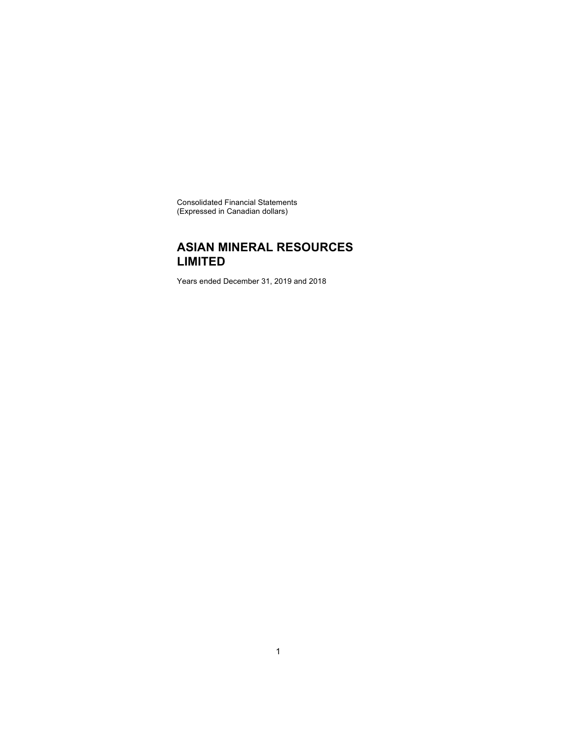Consolidated Financial Statements
(Expressed in Canadian dollars)

# ASIAN MINERAL RESOURCES LIMITED

Years ended December 31, 2019 and 2018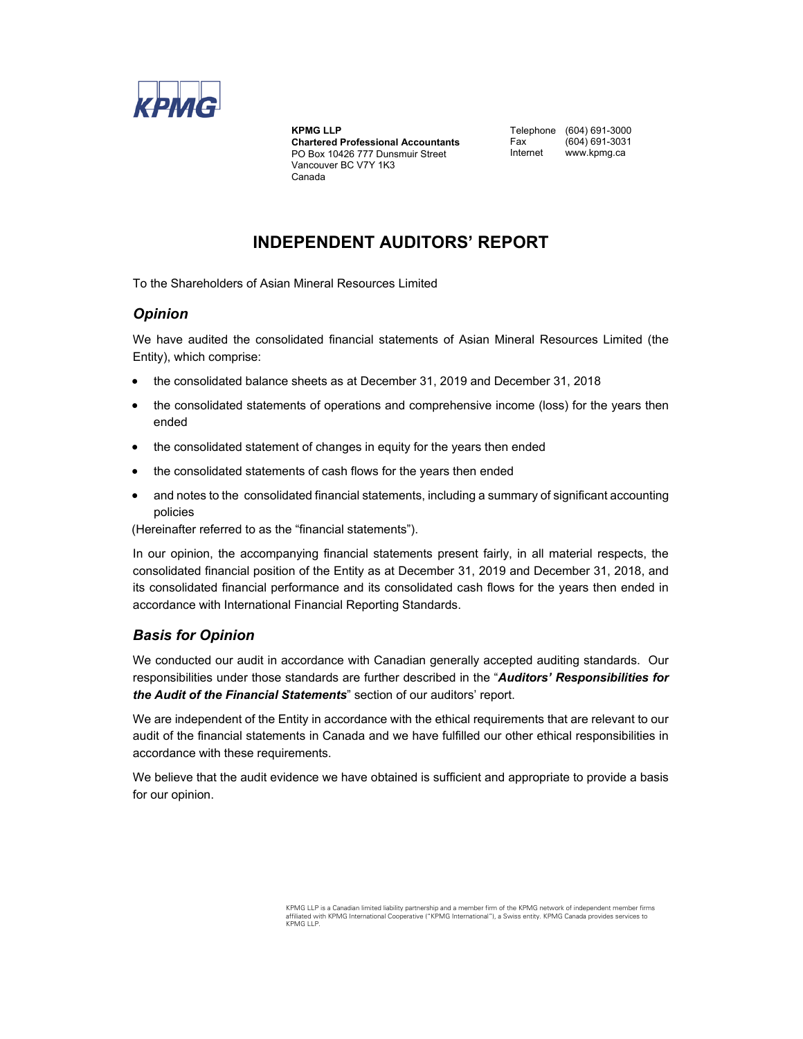KPMG

**KPMG LLP**
**Chartered Professional Accountants**
PO Box 10426 777 Dunsmuir Street
Vancouver BC V7Y 1K3
Canada

Telephone (604) 691-3000
Fax (604) 691-3031
Internet www.kpmg.ca

# INDEPENDENT AUDITORS' REPORT

To the Shareholders of Asian Mineral Resources Limited

## *Opinion*

We have audited the consolidated financial statements of Asian Mineral Resources Limited (the Entity), which comprise:

- the consolidated balance sheets as at December 31, 2019 and December 31, 2018
- the consolidated statements of operations and comprehensive income (loss) for the years then ended
- the consolidated statement of changes in equity for the years then ended
- the consolidated statements of cash flows for the years then ended
- and notes to the consolidated financial statements, including a summary of significant accounting policies

(Hereinafter referred to as the "financial statements").

In our opinion, the accompanying financial statements present fairly, in all material respects, the consolidated financial position of the Entity as at December 31, 2019 and December 31, 2018, and its consolidated financial performance and its consolidated cash flows for the years then ended in accordance with International Financial Reporting Standards.

## *Basis for Opinion*

We conducted our audit in accordance with Canadian generally accepted auditing standards. Our responsibilities under those standards are further described in the "***Auditors' Responsibilities for the Audit of the Financial Statements***" section of our auditors' report.

We are independent of the Entity in accordance with the ethical requirements that are relevant to our audit of the financial statements in Canada and we have fulfilled our other ethical responsibilities in accordance with these requirements.

We believe that the audit evidence we have obtained is sufficient and appropriate to provide a basis for our opinion.

KPMG LLP is a Canadian limited liability partnership and a member firm of the KPMG network of independent member firms affiliated with KPMG International Cooperative ("KPMG International"), a Swiss entity. KPMG Canada provides services to KPMG LLP.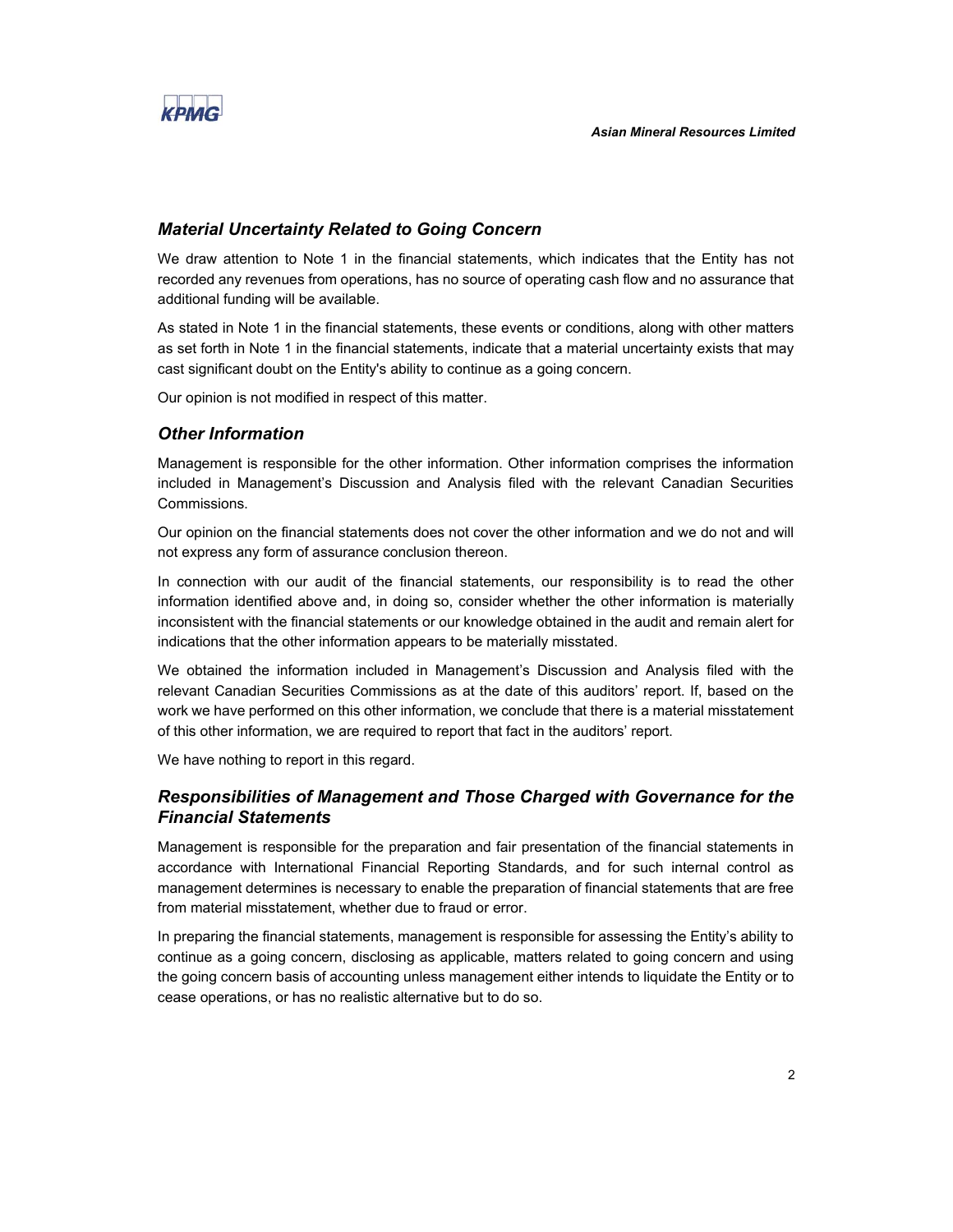## *Material Uncertainty Related to Going Concern*

We draw attention to Note 1 in the financial statements, which indicates that the Entity has not recorded any revenues from operations, has no source of operating cash flow and no assurance that additional funding will be available.

As stated in Note 1 in the financial statements, these events or conditions, along with other matters as set forth in Note 1 in the financial statements, indicate that a material uncertainty exists that may cast significant doubt on the Entity's ability to continue as a going concern.

Our opinion is not modified in respect of this matter.

## *Other Information*

Management is responsible for the other information. Other information comprises the information included in Management's Discussion and Analysis filed with the relevant Canadian Securities Commissions.

Our opinion on the financial statements does not cover the other information and we do not and will not express any form of assurance conclusion thereon.

In connection with our audit of the financial statements, our responsibility is to read the other information identified above and, in doing so, consider whether the other information is materially inconsistent with the financial statements or our knowledge obtained in the audit and remain alert for indications that the other information appears to be materially misstated.

We obtained the information included in Management's Discussion and Analysis filed with the relevant Canadian Securities Commissions as at the date of this auditors' report. If, based on the work we have performed on this other information, we conclude that there is a material misstatement of this other information, we are required to report that fact in the auditors' report.

We have nothing to report in this regard.

## *Responsibilities of Management and Those Charged with Governance for the Financial Statements*

Management is responsible for the preparation and fair presentation of the financial statements in accordance with International Financial Reporting Standards, and for such internal control as management determines is necessary to enable the preparation of financial statements that are free from material misstatement, whether due to fraud or error.

In preparing the financial statements, management is responsible for assessing the Entity's ability to continue as a going concern, disclosing as applicable, matters related to going concern and using the going concern basis of accounting unless management either intends to liquidate the Entity or to cease operations, or has no realistic alternative but to do so.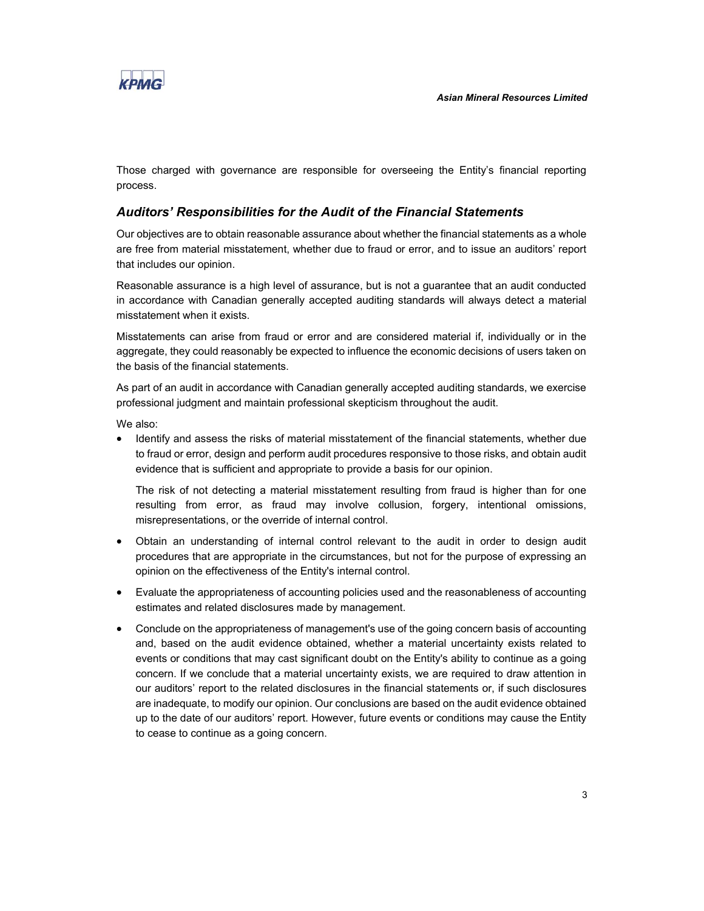Those charged with governance are responsible for overseeing the Entity's financial reporting process.

## *Auditors' Responsibilities for the Audit of the Financial Statements*

Our objectives are to obtain reasonable assurance about whether the financial statements as a whole are free from material misstatement, whether due to fraud or error, and to issue an auditors' report that includes our opinion.

Reasonable assurance is a high level of assurance, but is not a guarantee that an audit conducted in accordance with Canadian generally accepted auditing standards will always detect a material misstatement when it exists.

Misstatements can arise from fraud or error and are considered material if, individually or in the aggregate, they could reasonably be expected to influence the economic decisions of users taken on the basis of the financial statements.

As part of an audit in accordance with Canadian generally accepted auditing standards, we exercise professional judgment and maintain professional skepticism throughout the audit.

We also:

- Identify and assess the risks of material misstatement of the financial statements, whether due to fraud or error, design and perform audit procedures responsive to those risks, and obtain audit evidence that is sufficient and appropriate to provide a basis for our opinion.

  The risk of not detecting a material misstatement resulting from fraud is higher than for one resulting from error, as fraud may involve collusion, forgery, intentional omissions, misrepresentations, or the override of internal control.

- Obtain an understanding of internal control relevant to the audit in order to design audit procedures that are appropriate in the circumstances, but not for the purpose of expressing an opinion on the effectiveness of the Entity's internal control.

- Evaluate the appropriateness of accounting policies used and the reasonableness of accounting estimates and related disclosures made by management.

- Conclude on the appropriateness of management's use of the going concern basis of accounting and, based on the audit evidence obtained, whether a material uncertainty exists related to events or conditions that may cast significant doubt on the Entity's ability to continue as a going concern. If we conclude that a material uncertainty exists, we are required to draw attention in our auditors' report to the related disclosures in the financial statements or, if such disclosures are inadequate, to modify our opinion. Our conclusions are based on the audit evidence obtained up to the date of our auditors' report. However, future events or conditions may cause the Entity to cease to continue as a going concern.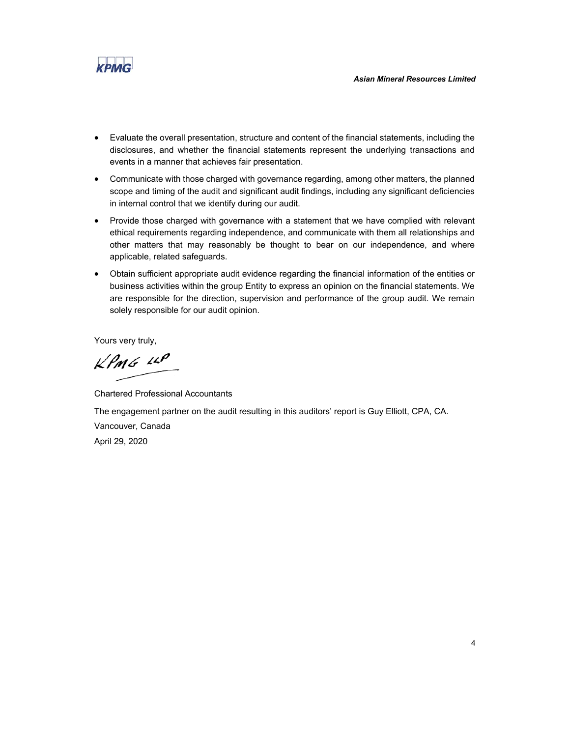- Evaluate the overall presentation, structure and content of the financial statements, including the disclosures, and whether the financial statements represent the underlying transactions and events in a manner that achieves fair presentation.
- Communicate with those charged with governance regarding, among other matters, the planned scope and timing of the audit and significant audit findings, including any significant deficiencies in internal control that we identify during our audit.
- Provide those charged with governance with a statement that we have complied with relevant ethical requirements regarding independence, and communicate with them all relationships and other matters that may reasonably be thought to bear on our independence, and where applicable, related safeguards.
- Obtain sufficient appropriate audit evidence regarding the financial information of the entities or business activities within the group Entity to express an opinion on the financial statements. We are responsible for the direction, supervision and performance of the group audit. We remain solely responsible for our audit opinion.

Yours very truly,

KPMG LLP

Chartered Professional Accountants

The engagement partner on the audit resulting in this auditors' report is Guy Elliott, CPA, CA.

Vancouver, Canada

April 29, 2020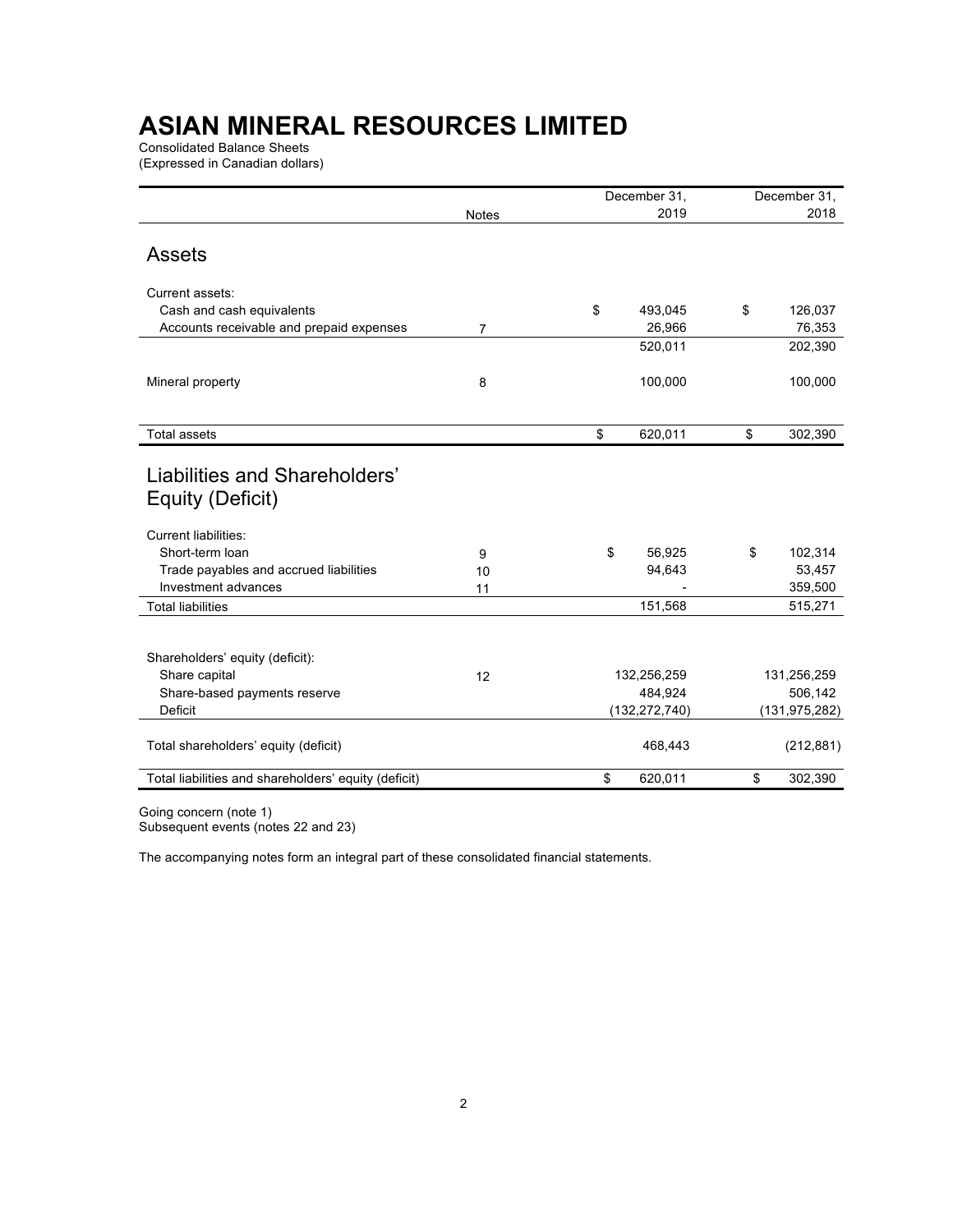# ASIAN MINERAL RESOURCES LIMITED

Consolidated Balance Sheets
(Expressed in Canadian dollars)

| | Notes | December 31, 2019 | December 31, 2018 |
|---|---|---|---|
| **Assets** | | | |
| Current assets: | | | |
| Cash and cash equivalents | | $ 493,045 | $ 126,037 |
| Accounts receivable and prepaid expenses | 7 | 26,966 | 76,353 |
| | | 520,011 | 202,390 |
| Mineral property | 8 | 100,000 | 100,000 |
| Total assets | | $ 620,011 | $ 302,390 |
| **Liabilities and Shareholders' Equity (Deficit)** | | | |
| Current liabilities: | | | |
| Short-term loan | 9 | $ 56,925 | $ 102,314 |
| Trade payables and accrued liabilities | 10 | 94,643 | 53,457 |
| Investment advances | 11 | - | 359,500 |
| Total liabilities | | 151,568 | 515,271 |
| Shareholders' equity (deficit): | | | |
| Share capital | 12 | 132,256,259 | 131,256,259 |
| Share-based payments reserve | | 484,924 | 506,142 |
| Deficit | | (132,272,740) | (131,975,282) |
| Total shareholders' equity (deficit) | | 468,443 | (212,881) |
| Total liabilities and shareholders' equity (deficit) | | $ 620,011 | $ 302,390 |

Going concern (note 1)
Subsequent events (notes 22 and 23)

The accompanying notes form an integral part of these consolidated financial statements.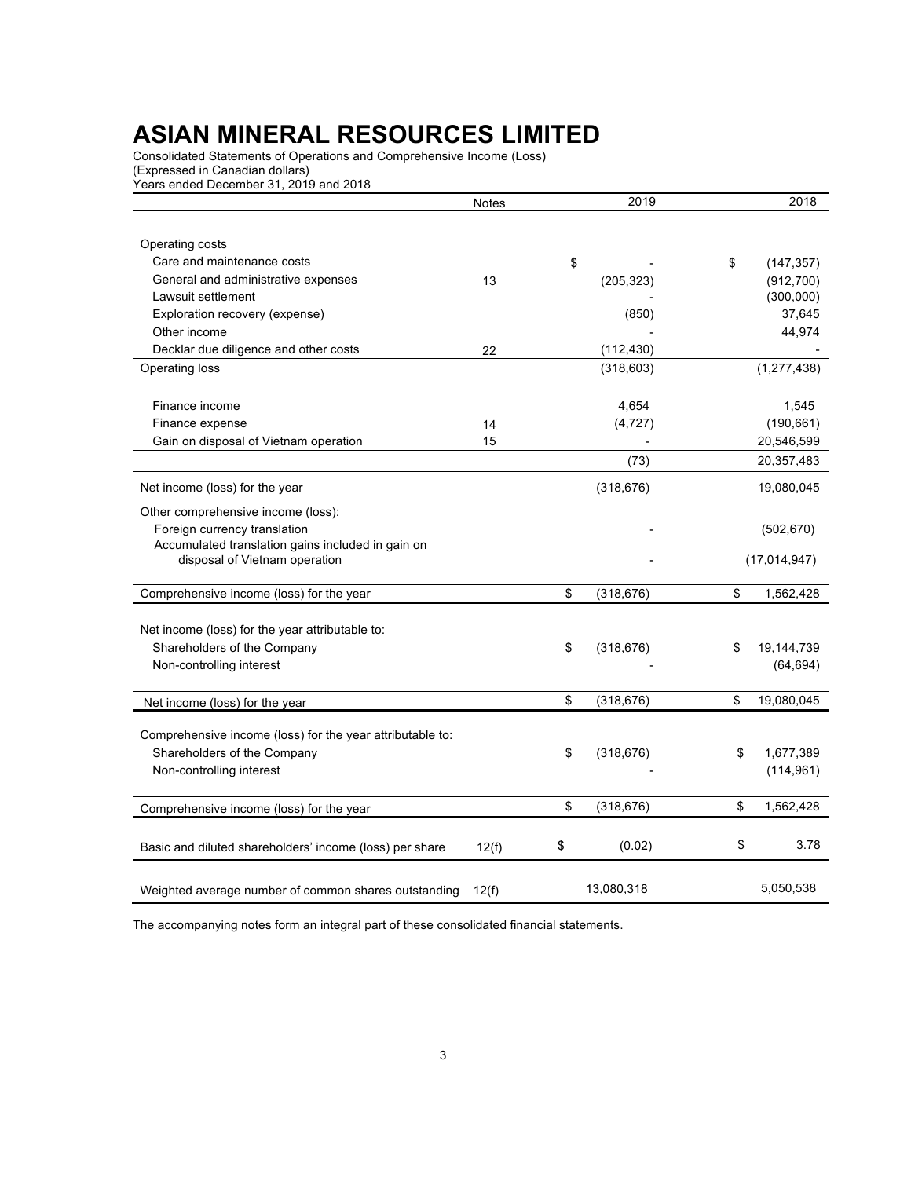# ASIAN MINERAL RESOURCES LIMITED

Consolidated Statements of Operations and Comprehensive Income (Loss)
(Expressed in Canadian dollars)
Years ended December 31, 2019 and 2018

| | Notes | 2019 | 2018 |
|---|---|---|---|
| Operating costs | | | |
| Care and maintenance costs | | $ - | $ (147,357) |
| General and administrative expenses | 13 | (205,323) | (912,700) |
| Lawsuit settlement | | - | (300,000) |
| Exploration recovery (expense) | | (850) | 37,645 |
| Other income | | - | 44,974 |
| Decklar due diligence and other costs | 22 | (112,430) | - |
| Operating loss | | (318,603) | (1,277,438) |
| Finance income | | 4,654 | 1,545 |
| Finance expense | 14 | (4,727) | (190,661) |
| Gain on disposal of Vietnam operation | 15 | - | 20,546,599 |
| | | (73) | 20,357,483 |
| Net income (loss) for the year | | (318,676) | 19,080,045 |
| Other comprehensive income (loss): | | | |
| Foreign currency translation | | - | (502,670) |
| Accumulated translation gains included in gain on disposal of Vietnam operation | | - | (17,014,947) |
| Comprehensive income (loss) for the year | | $ (318,676) | $ 1,562,428 |
| Net income (loss) for the year attributable to: | | | |
| Shareholders of the Company | | $ (318,676) | $ 19,144,739 |
| Non-controlling interest | | - | (64,694) |
| Net income (loss) for the year | | $ (318,676) | $ 19,080,045 |
| Comprehensive income (loss) for the year attributable to: | | | |
| Shareholders of the Company | | $ (318,676) | $ 1,677,389 |
| Non-controlling interest | | - | (114,961) |
| Comprehensive income (loss) for the year | | $ (318,676) | $ 1,562,428 |
| Basic and diluted shareholders' income (loss) per share | 12(f) | $ (0.02) | $ 3.78 |
| Weighted average number of common shares outstanding | 12(f) | 13,080,318 | 5,050,538 |

The accompanying notes form an integral part of these consolidated financial statements.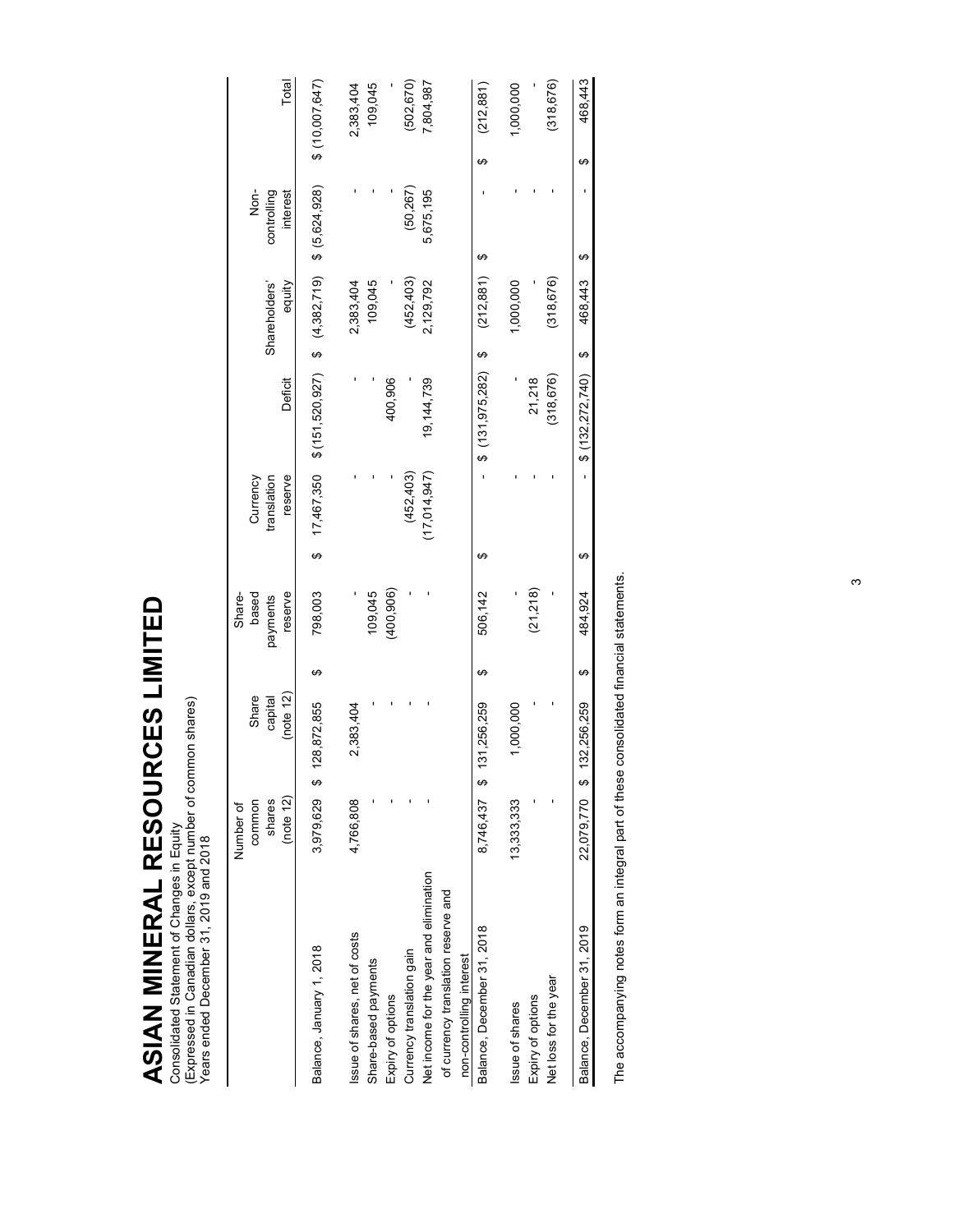# ASIAN MINERAL RESOURCES LIMITED

Consolidated Statement of Changes in Equity
(Expressed in Canadian dollars, except number of common shares)
Years ended December 31, 2019 and 2018

| | Number of common shares (note 12) | Share capital (note 12) | Share-based payments reserve | Currency translation reserve | Deficit | Shareholders' equity | Non-controlling interest | Total |
|---|---|---|---|---|---|---|---|---|
| Balance, January 1, 2018 | 3,979,629 | $ 128,872,855 | $ 798,003 | $ 17,467,350 | $ (151,520,927) | $ (4,382,719) | $ (5,624,928) | $ (10,007,647) |
| Issue of shares, net of costs | 4,766,808 | 2,383,404 | - | - | - | 2,383,404 | - | 2,383,404 |
| Share-based payments | - | - | 109,045 | - | - | 109,045 | - | 109,045 |
| Expiry of options | - | - | (400,906) | - | 400,906 | - | - | - |
| Currency translation gain | - | - | - | (452,403) | - | (452,403) | (50,267) | (502,670) |
| Net income for the year and elimination of currency translation reserve and non-controlling interest | - | - | - | (17,014,947) | 19,144,739 | 2,129,792 | 5,675,195 | 7,804,987 |
| Balance, December 31, 2018 | 8,746,437 | $ 131,256,259 | $ 506,142 | $ - | $ (131,975,282) | $ (212,881) | $ - | $ (212,881) |
| Issue of shares | 13,333,333 | 1,000,000 | - | - | - | 1,000,000 | - | 1,000,000 |
| Expiry of options | - | - | (21,218) | - | 21,218 | - | - | - |
| Net loss for the year | - | - | - | - | (318,676) | (318,676) | - | (318,676) |
| Balance, December 31, 2019 | 22,079,770 | $ 132,256,259 | $ 484,924 | $ - | $ (132,272,740) | $ 468,443 | $ - | $ 468,443 |

The accompanying notes form an integral part of these consolidated financial statements.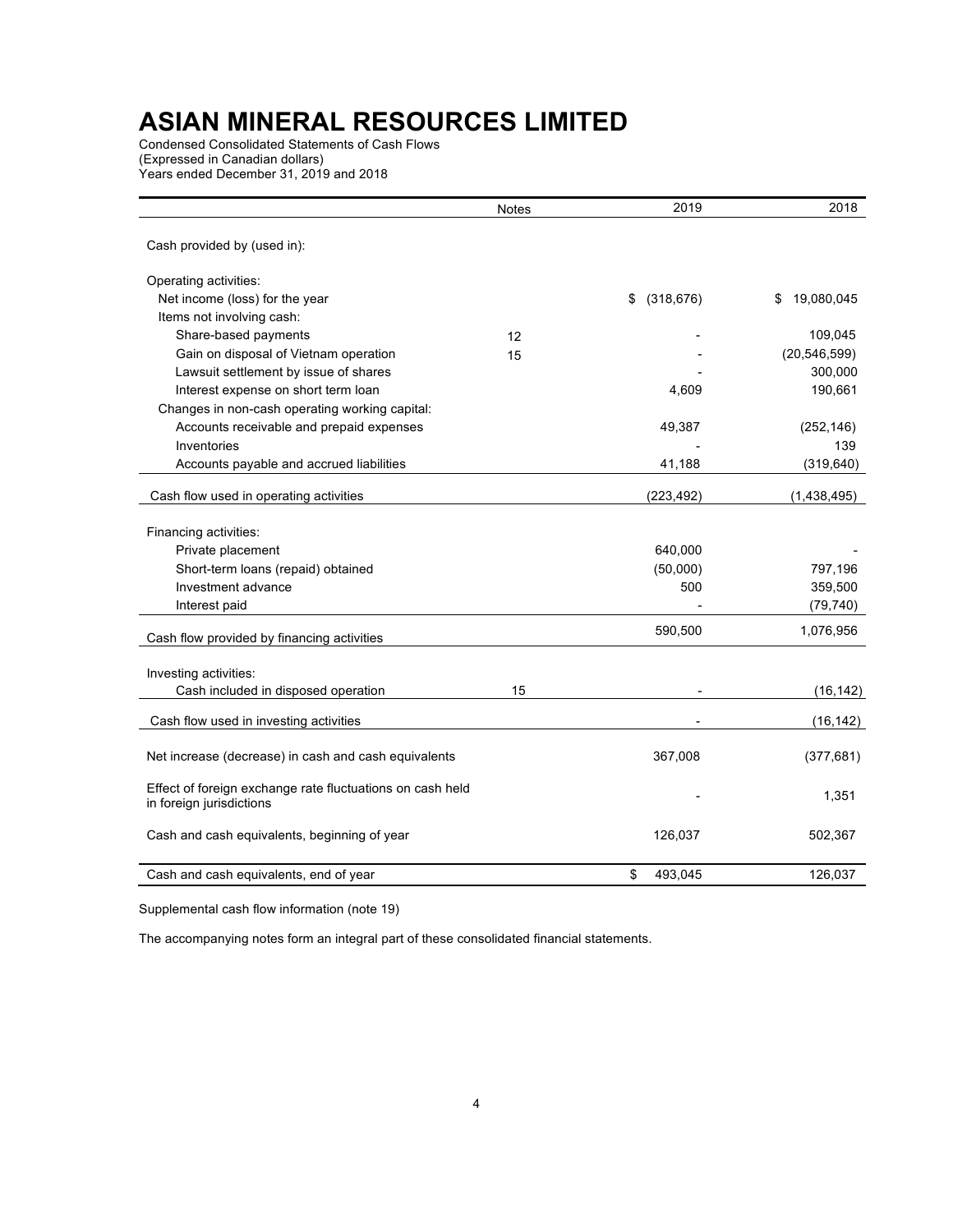# ASIAN MINERAL RESOURCES LIMITED

Condensed Consolidated Statements of Cash Flows
(Expressed in Canadian dollars)
Years ended December 31, 2019 and 2018

| | Notes | 2019 | 2018 |
|---|---|---|---|
| Cash provided by (used in): | | | |
| Operating activities: | | | |
| Net income (loss) for the year | | $ (318,676) | $ 19,080,045 |
| Items not involving cash: | | | |
| Share-based payments | 12 | - | 109,045 |
| Gain on disposal of Vietnam operation | 15 | - | (20,546,599) |
| Lawsuit settlement by issue of shares | | - | 300,000 |
| Interest expense on short term loan | | 4,609 | 190,661 |
| Changes in non-cash operating working capital: | | | |
| Accounts receivable and prepaid expenses | | 49,387 | (252,146) |
| Inventories | | - | 139 |
| Accounts payable and accrued liabilities | | 41,188 | (319,640) |
| Cash flow used in operating activities | | (223,492) | (1,438,495) |
| Financing activities: | | | |
| Private placement | | 640,000 | - |
| Short-term loans (repaid) obtained | | (50,000) | 797,196 |
| Investment advance | | 500 | 359,500 |
| Interest paid | | - | (79,740) |
| Cash flow provided by financing activities | | 590,500 | 1,076,956 |
| Investing activities: | | | |
| Cash included in disposed operation | 15 | - | (16,142) |
| Cash flow used in investing activities | | - | (16,142) |
| Net increase (decrease) in cash and cash equivalents | | 367,008 | (377,681) |
| Effect of foreign exchange rate fluctuations on cash held in foreign jurisdictions | | - | 1,351 |
| Cash and cash equivalents, beginning of year | | 126,037 | 502,367 |
| Cash and cash equivalents, end of year | | $ 493,045 | 126,037 |

Supplemental cash flow information (note 19)

The accompanying notes form an integral part of these consolidated financial statements.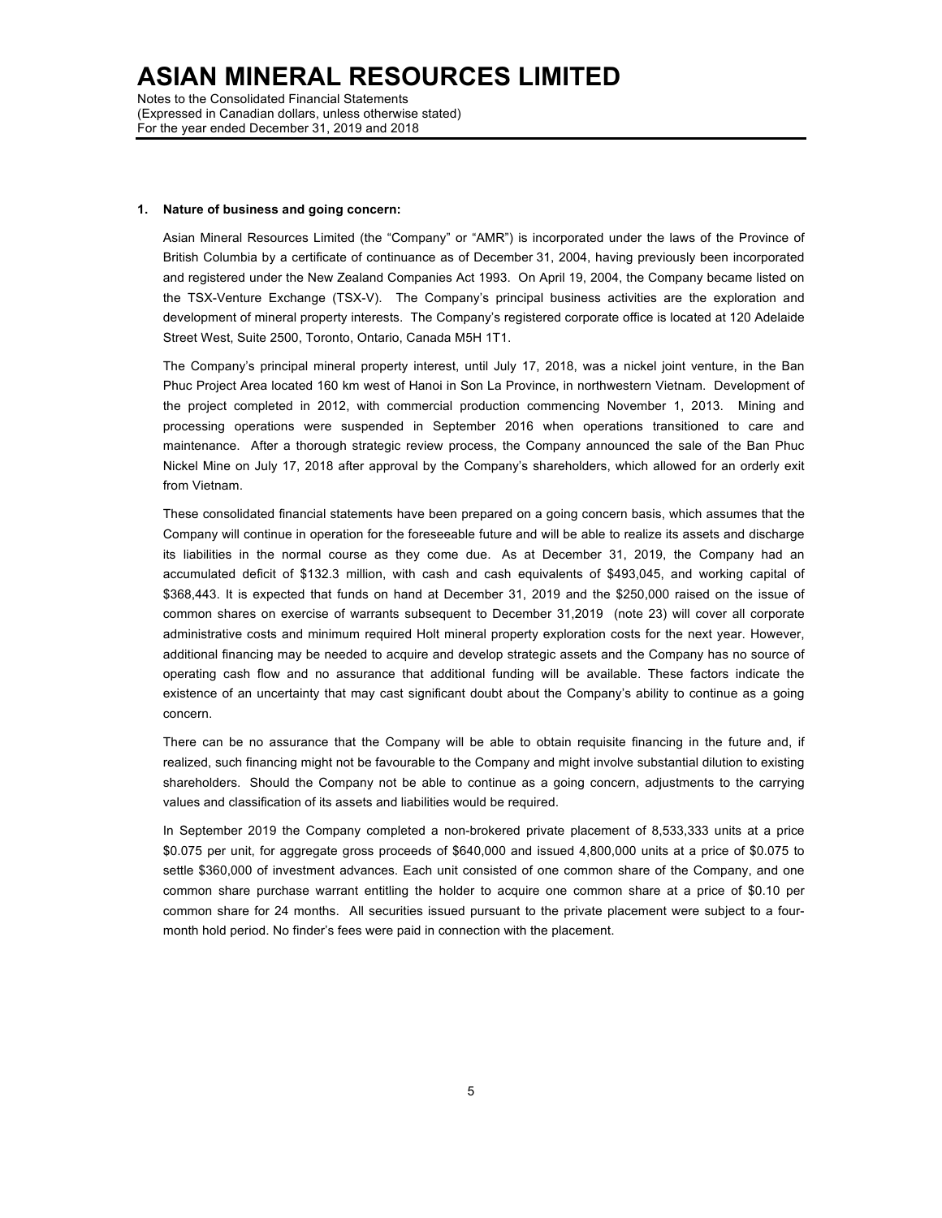**1. Nature of business and going concern:**

Asian Mineral Resources Limited (the "Company" or "AMR") is incorporated under the laws of the Province of British Columbia by a certificate of continuance as of December 31, 2004, having previously been incorporated and registered under the New Zealand Companies Act 1993. On April 19, 2004, the Company became listed on the TSX-Venture Exchange (TSX-V). The Company's principal business activities are the exploration and development of mineral property interests. The Company's registered corporate office is located at 120 Adelaide Street West, Suite 2500, Toronto, Ontario, Canada M5H 1T1.

The Company's principal mineral property interest, until July 17, 2018, was a nickel joint venture, in the Ban Phuc Project Area located 160 km west of Hanoi in Son La Province, in northwestern Vietnam. Development of the project completed in 2012, with commercial production commencing November 1, 2013. Mining and processing operations were suspended in September 2016 when operations transitioned to care and maintenance. After a thorough strategic review process, the Company announced the sale of the Ban Phuc Nickel Mine on July 17, 2018 after approval by the Company's shareholders, which allowed for an orderly exit from Vietnam.

These consolidated financial statements have been prepared on a going concern basis, which assumes that the Company will continue in operation for the foreseeable future and will be able to realize its assets and discharge its liabilities in the normal course as they come due. As at December 31, 2019, the Company had an accumulated deficit of $132.3 million, with cash and cash equivalents of $493,045, and working capital of $368,443. It is expected that funds on hand at December 31, 2019 and the $250,000 raised on the issue of common shares on exercise of warrants subsequent to December 31,2019 (note 23) will cover all corporate administrative costs and minimum required Holt mineral property exploration costs for the next year. However, additional financing may be needed to acquire and develop strategic assets and the Company has no source of operating cash flow and no assurance that additional funding will be available. These factors indicate the existence of an uncertainty that may cast significant doubt about the Company's ability to continue as a going concern.

There can be no assurance that the Company will be able to obtain requisite financing in the future and, if realized, such financing might not be favourable to the Company and might involve substantial dilution to existing shareholders. Should the Company not be able to continue as a going concern, adjustments to the carrying values and classification of its assets and liabilities would be required.

In September 2019 the Company completed a non-brokered private placement of 8,533,333 units at a price $0.075 per unit, for aggregate gross proceeds of $640,000 and issued 4,800,000 units at a price of $0.075 to settle $360,000 of investment advances. Each unit consisted of one common share of the Company, and one common share purchase warrant entitling the holder to acquire one common share at a price of $0.10 per common share for 24 months. All securities issued pursuant to the private placement were subject to a four-month hold period. No finder's fees were paid in connection with the placement.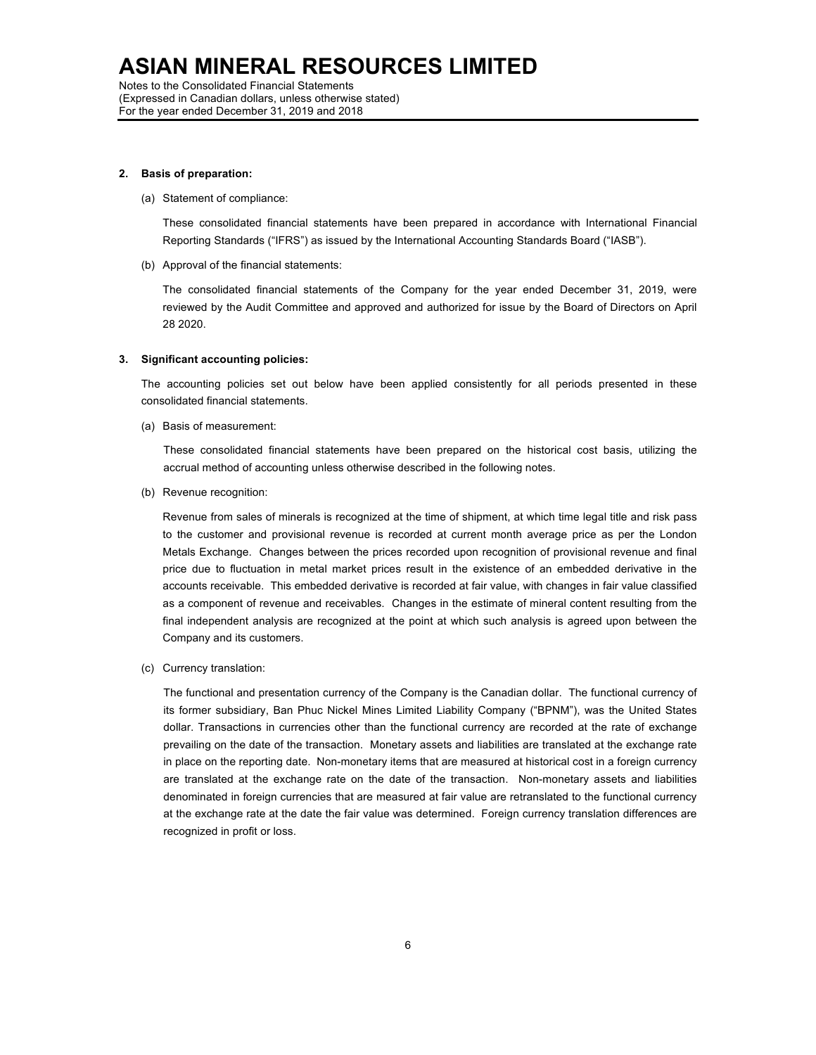**2. Basis of preparation:**

(a) Statement of compliance:

These consolidated financial statements have been prepared in accordance with International Financial Reporting Standards ("IFRS") as issued by the International Accounting Standards Board ("IASB").

(b) Approval of the financial statements:

The consolidated financial statements of the Company for the year ended December 31, 2019, were reviewed by the Audit Committee and approved and authorized for issue by the Board of Directors on April 28 2020.

**3. Significant accounting policies:**

The accounting policies set out below have been applied consistently for all periods presented in these consolidated financial statements.

(a) Basis of measurement:

These consolidated financial statements have been prepared on the historical cost basis, utilizing the accrual method of accounting unless otherwise described in the following notes.

(b) Revenue recognition:

Revenue from sales of minerals is recognized at the time of shipment, at which time legal title and risk pass to the customer and provisional revenue is recorded at current month average price as per the London Metals Exchange. Changes between the prices recorded upon recognition of provisional revenue and final price due to fluctuation in metal market prices result in the existence of an embedded derivative in the accounts receivable. This embedded derivative is recorded at fair value, with changes in fair value classified as a component of revenue and receivables. Changes in the estimate of mineral content resulting from the final independent analysis are recognized at the point at which such analysis is agreed upon between the Company and its customers.

(c) Currency translation:

The functional and presentation currency of the Company is the Canadian dollar. The functional currency of its former subsidiary, Ban Phuc Nickel Mines Limited Liability Company ("BPNM"), was the United States dollar. Transactions in currencies other than the functional currency are recorded at the rate of exchange prevailing on the date of the transaction. Monetary assets and liabilities are translated at the exchange rate in place on the reporting date. Non-monetary items that are measured at historical cost in a foreign currency are translated at the exchange rate on the date of the transaction. Non-monetary assets and liabilities denominated in foreign currencies that are measured at fair value are retranslated to the functional currency at the exchange rate at the date the fair value was determined. Foreign currency translation differences are recognized in profit or loss.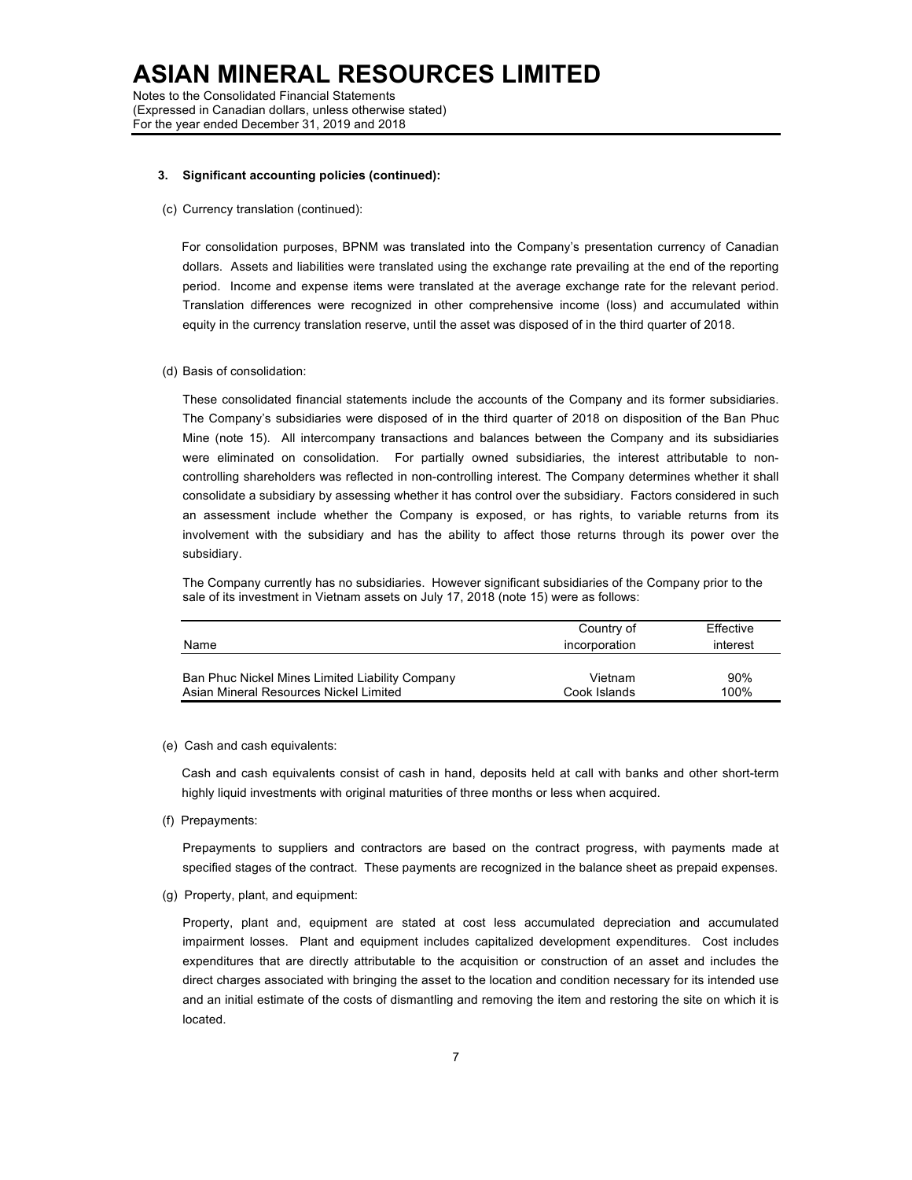**3. Significant accounting policies (continued):**

(c) Currency translation (continued):

For consolidation purposes, BPNM was translated into the Company's presentation currency of Canadian dollars. Assets and liabilities were translated using the exchange rate prevailing at the end of the reporting period. Income and expense items were translated at the average exchange rate for the relevant period. Translation differences were recognized in other comprehensive income (loss) and accumulated within equity in the currency translation reserve, until the asset was disposed of in the third quarter of 2018.

(d) Basis of consolidation:

These consolidated financial statements include the accounts of the Company and its former subsidiaries. The Company's subsidiaries were disposed of in the third quarter of 2018 on disposition of the Ban Phuc Mine (note 15). All intercompany transactions and balances between the Company and its subsidiaries were eliminated on consolidation. For partially owned subsidiaries, the interest attributable to non-controlling shareholders was reflected in non-controlling interest. The Company determines whether it shall consolidate a subsidiary by assessing whether it has control over the subsidiary. Factors considered in such an assessment include whether the Company is exposed, or has rights, to variable returns from its involvement with the subsidiary and has the ability to affect those returns through its power over the subsidiary.

The Company currently has no subsidiaries. However significant subsidiaries of the Company prior to the sale of its investment in Vietnam assets on July 17, 2018 (note 15) were as follows:

| Name | Country of incorporation | Effective interest |
|---|---|---|
| Ban Phuc Nickel Mines Limited Liability Company | Vietnam | 90% |
| Asian Mineral Resources Nickel Limited | Cook Islands | 100% |

(e) Cash and cash equivalents:

Cash and cash equivalents consist of cash in hand, deposits held at call with banks and other short-term highly liquid investments with original maturities of three months or less when acquired.

(f) Prepayments:

Prepayments to suppliers and contractors are based on the contract progress, with payments made at specified stages of the contract. These payments are recognized in the balance sheet as prepaid expenses.

(g) Property, plant, and equipment:

Property, plant and, equipment are stated at cost less accumulated depreciation and accumulated impairment losses. Plant and equipment includes capitalized development expenditures. Cost includes expenditures that are directly attributable to the acquisition or construction of an asset and includes the direct charges associated with bringing the asset to the location and condition necessary for its intended use and an initial estimate of the costs of dismantling and removing the item and restoring the site on which it is located.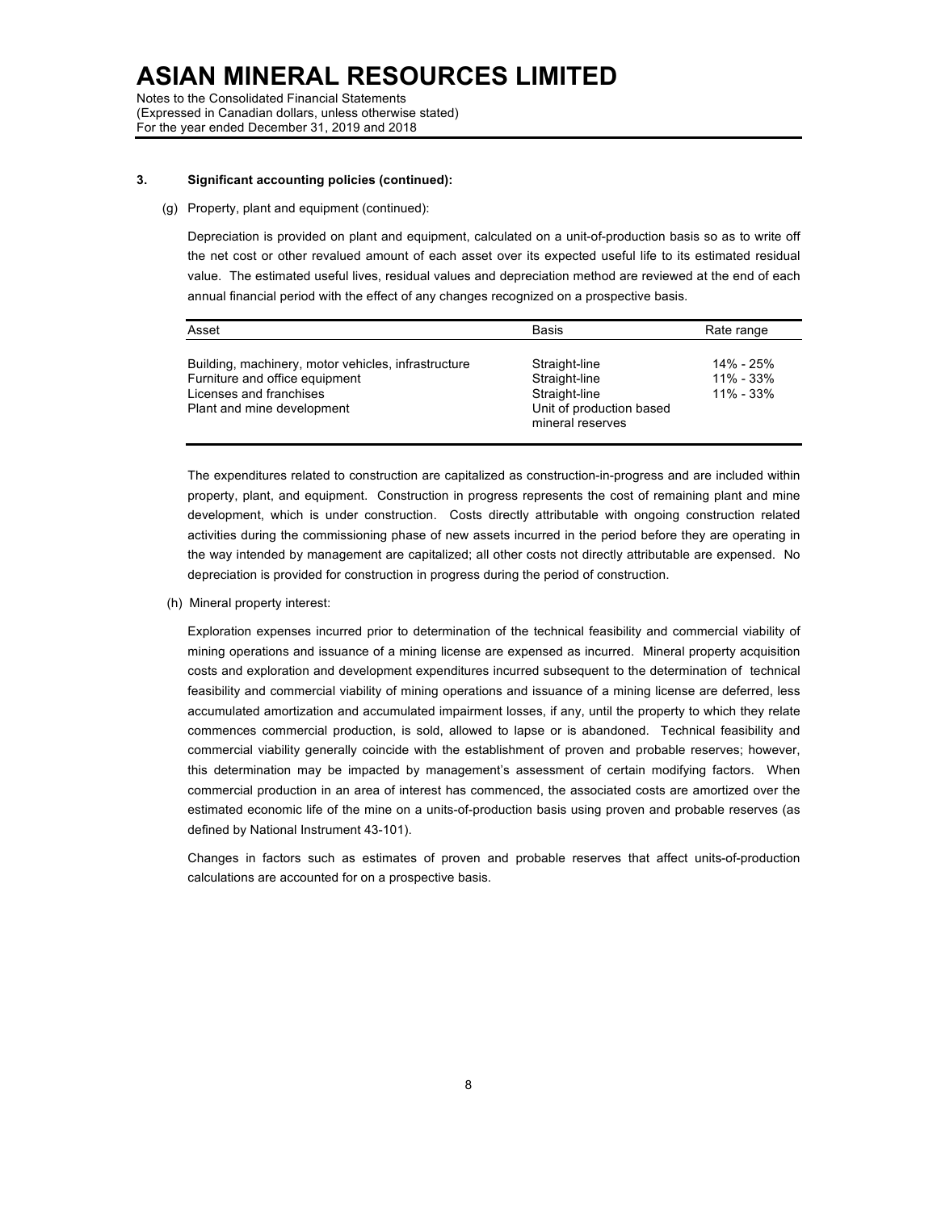### 3. Significant accounting policies (continued):

(g) Property, plant and equipment (continued):

Depreciation is provided on plant and equipment, calculated on a unit-of-production basis so as to write off the net cost or other revalued amount of each asset over its expected useful life to its estimated residual value. The estimated useful lives, residual values and depreciation method are reviewed at the end of each annual financial period with the effect of any changes recognized on a prospective basis.

| Asset | Basis | Rate range |
|---|---|---|
| Building, machinery, motor vehicles, infrastructure | Straight-line | 14% - 25% |
| Furniture and office equipment | Straight-line | 11% - 33% |
| Licenses and franchises | Straight-line | 11% - 33% |
| Plant and mine development | Unit of production based mineral reserves | |

The expenditures related to construction are capitalized as construction-in-progress and are included within property, plant, and equipment. Construction in progress represents the cost of remaining plant and mine development, which is under construction. Costs directly attributable with ongoing construction related activities during the commissioning phase of new assets incurred in the period before they are operating in the way intended by management are capitalized; all other costs not directly attributable are expensed. No depreciation is provided for construction in progress during the period of construction.

(h) Mineral property interest:

Exploration expenses incurred prior to determination of the technical feasibility and commercial viability of mining operations and issuance of a mining license are expensed as incurred. Mineral property acquisition costs and exploration and development expenditures incurred subsequent to the determination of technical feasibility and commercial viability of mining operations and issuance of a mining license are deferred, less accumulated amortization and accumulated impairment losses, if any, until the property to which they relate commences commercial production, is sold, allowed to lapse or is abandoned. Technical feasibility and commercial viability generally coincide with the establishment of proven and probable reserves; however, this determination may be impacted by management's assessment of certain modifying factors. When commercial production in an area of interest has commenced, the associated costs are amortized over the estimated economic life of the mine on a units-of-production basis using proven and probable reserves (as defined by National Instrument 43-101).

Changes in factors such as estimates of proven and probable reserves that affect units-of-production calculations are accounted for on a prospective basis.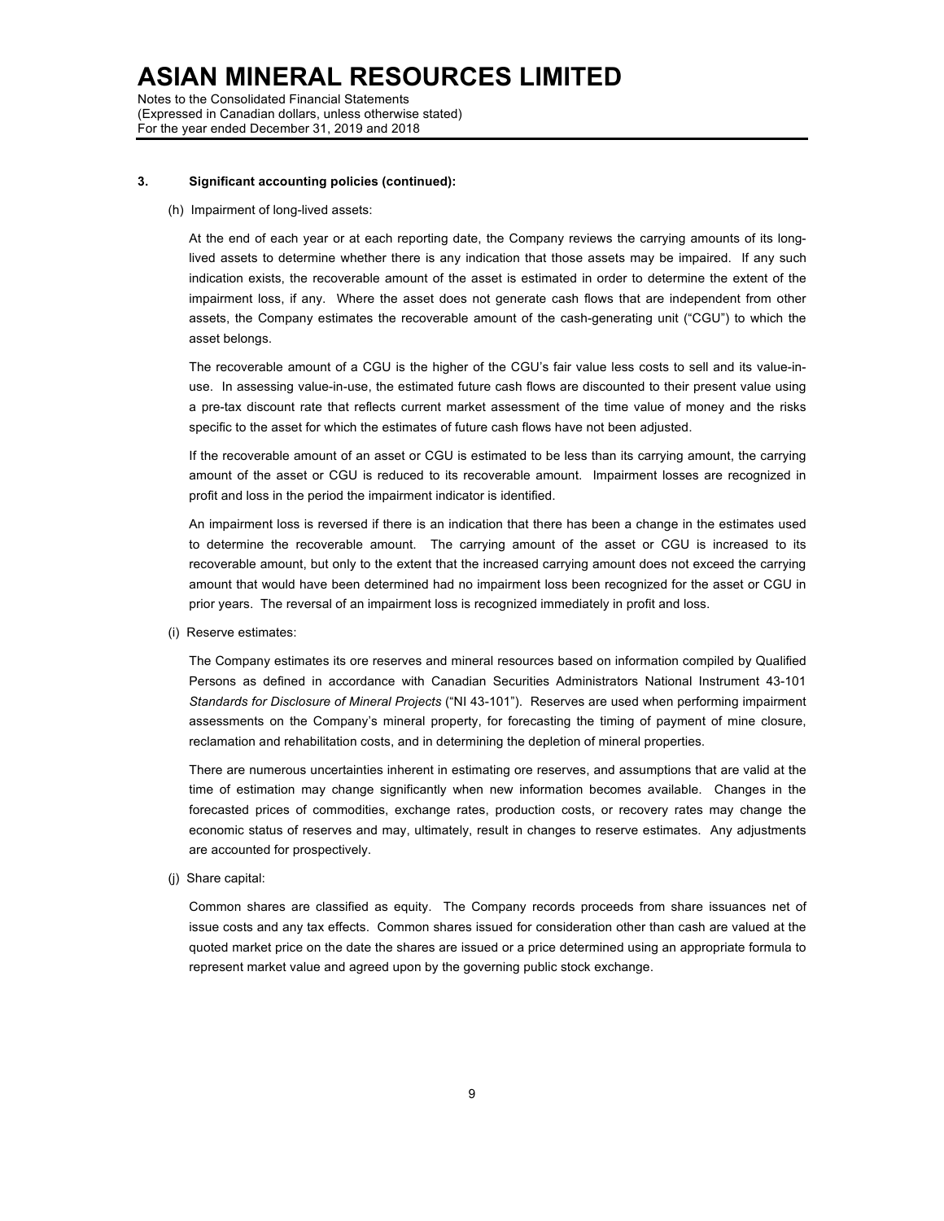### 3. Significant accounting policies (continued):

(h) Impairment of long-lived assets:

At the end of each year or at each reporting date, the Company reviews the carrying amounts of its long-lived assets to determine whether there is any indication that those assets may be impaired. If any such indication exists, the recoverable amount of the asset is estimated in order to determine the extent of the impairment loss, if any. Where the asset does not generate cash flows that are independent from other assets, the Company estimates the recoverable amount of the cash-generating unit ("CGU") to which the asset belongs.

The recoverable amount of a CGU is the higher of the CGU's fair value less costs to sell and its value-in-use. In assessing value-in-use, the estimated future cash flows are discounted to their present value using a pre-tax discount rate that reflects current market assessment of the time value of money and the risks specific to the asset for which the estimates of future cash flows have not been adjusted.

If the recoverable amount of an asset or CGU is estimated to be less than its carrying amount, the carrying amount of the asset or CGU is reduced to its recoverable amount. Impairment losses are recognized in profit and loss in the period the impairment indicator is identified.

An impairment loss is reversed if there is an indication that there has been a change in the estimates used to determine the recoverable amount. The carrying amount of the asset or CGU is increased to its recoverable amount, but only to the extent that the increased carrying amount does not exceed the carrying amount that would have been determined had no impairment loss been recognized for the asset or CGU in prior years. The reversal of an impairment loss is recognized immediately in profit and loss.

(i) Reserve estimates:

The Company estimates its ore reserves and mineral resources based on information compiled by Qualified Persons as defined in accordance with Canadian Securities Administrators National Instrument 43-101 *Standards for Disclosure of Mineral Projects* ("NI 43-101"). Reserves are used when performing impairment assessments on the Company's mineral property, for forecasting the timing of payment of mine closure, reclamation and rehabilitation costs, and in determining the depletion of mineral properties.

There are numerous uncertainties inherent in estimating ore reserves, and assumptions that are valid at the time of estimation may change significantly when new information becomes available. Changes in the forecasted prices of commodities, exchange rates, production costs, or recovery rates may change the economic status of reserves and may, ultimately, result in changes to reserve estimates. Any adjustments are accounted for prospectively.

(j) Share capital:

Common shares are classified as equity. The Company records proceeds from share issuances net of issue costs and any tax effects. Common shares issued for consideration other than cash are valued at the quoted market price on the date the shares are issued or a price determined using an appropriate formula to represent market value and agreed upon by the governing public stock exchange.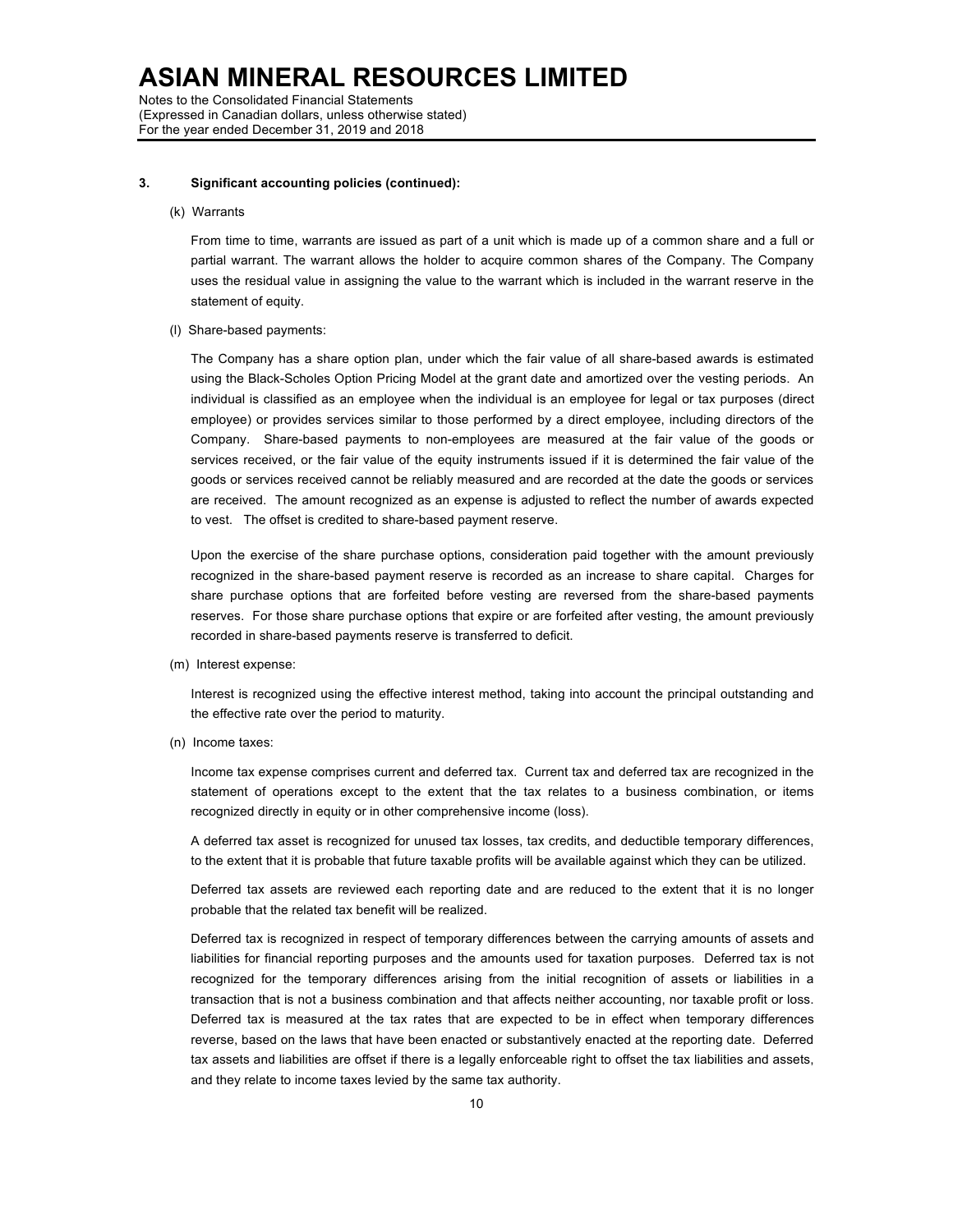### 3. Significant accounting policies (continued):

(k) Warrants

From time to time, warrants are issued as part of a unit which is made up of a common share and a full or partial warrant. The warrant allows the holder to acquire common shares of the Company. The Company uses the residual value in assigning the value to the warrant which is included in the warrant reserve in the statement of equity.

(l) Share-based payments:

The Company has a share option plan, under which the fair value of all share-based awards is estimated using the Black-Scholes Option Pricing Model at the grant date and amortized over the vesting periods. An individual is classified as an employee when the individual is an employee for legal or tax purposes (direct employee) or provides services similar to those performed by a direct employee, including directors of the Company. Share-based payments to non-employees are measured at the fair value of the goods or services received, or the fair value of the equity instruments issued if it is determined the fair value of the goods or services received cannot be reliably measured and are recorded at the date the goods or services are received. The amount recognized as an expense is adjusted to reflect the number of awards expected to vest. The offset is credited to share-based payment reserve.

Upon the exercise of the share purchase options, consideration paid together with the amount previously recognized in the share-based payment reserve is recorded as an increase to share capital. Charges for share purchase options that are forfeited before vesting are reversed from the share-based payments reserves. For those share purchase options that expire or are forfeited after vesting, the amount previously recorded in share-based payments reserve is transferred to deficit.

(m) Interest expense:

Interest is recognized using the effective interest method, taking into account the principal outstanding and the effective rate over the period to maturity.

(n) Income taxes:

Income tax expense comprises current and deferred tax. Current tax and deferred tax are recognized in the statement of operations except to the extent that the tax relates to a business combination, or items recognized directly in equity or in other comprehensive income (loss).

A deferred tax asset is recognized for unused tax losses, tax credits, and deductible temporary differences, to the extent that it is probable that future taxable profits will be available against which they can be utilized.

Deferred tax assets are reviewed each reporting date and are reduced to the extent that it is no longer probable that the related tax benefit will be realized.

Deferred tax is recognized in respect of temporary differences between the carrying amounts of assets and liabilities for financial reporting purposes and the amounts used for taxation purposes. Deferred tax is not recognized for the temporary differences arising from the initial recognition of assets or liabilities in a transaction that is not a business combination and that affects neither accounting, nor taxable profit or loss. Deferred tax is measured at the tax rates that are expected to be in effect when temporary differences reverse, based on the laws that have been enacted or substantively enacted at the reporting date. Deferred tax assets and liabilities are offset if there is a legally enforceable right to offset the tax liabilities and assets, and they relate to income taxes levied by the same tax authority.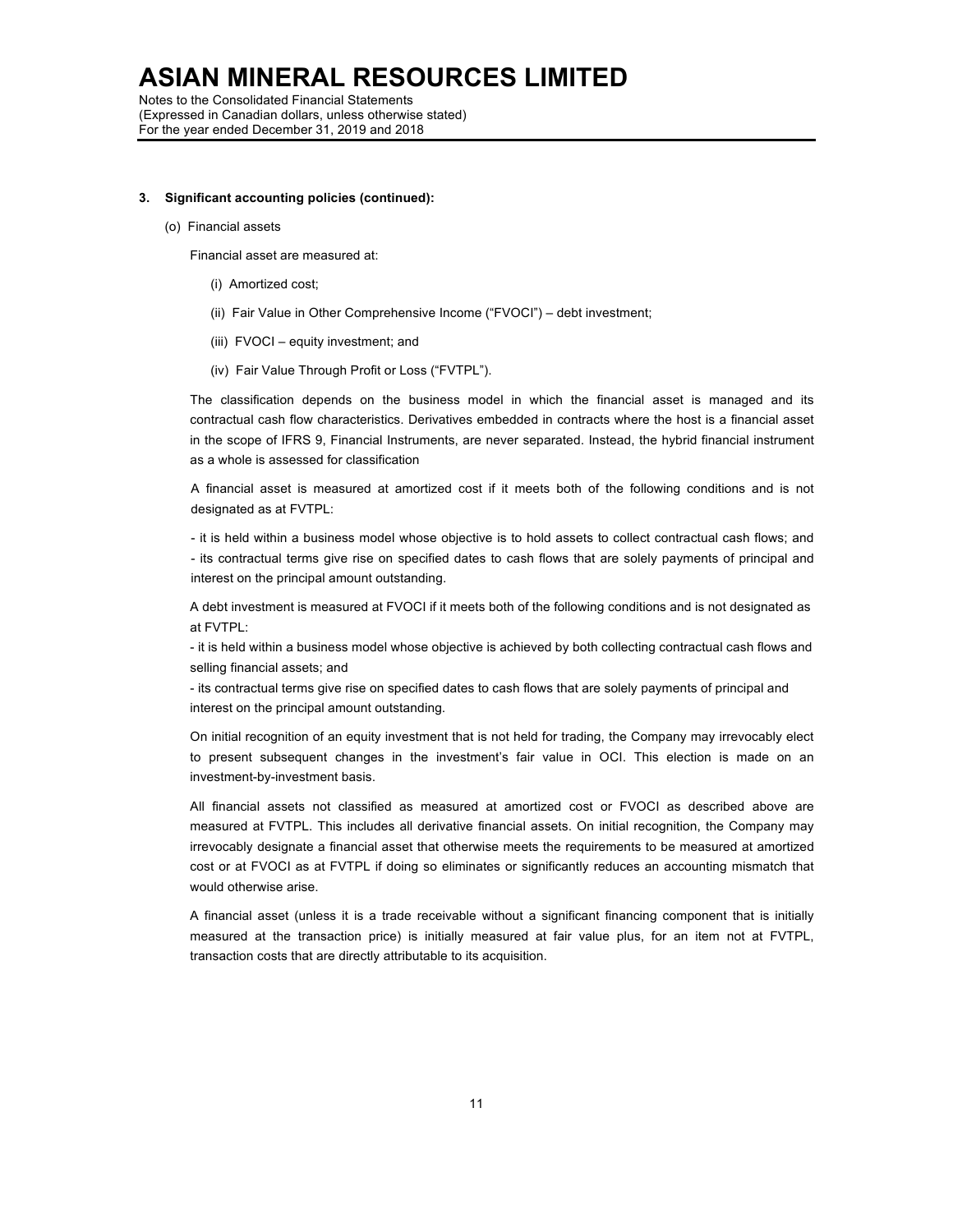**3. Significant accounting policies (continued):**

(o) Financial assets

Financial asset are measured at:

(i) Amortized cost;

(ii) Fair Value in Other Comprehensive Income ("FVOCI") – debt investment;

(iii) FVOCI – equity investment; and

(iv) Fair Value Through Profit or Loss ("FVTPL").

The classification depends on the business model in which the financial asset is managed and its contractual cash flow characteristics. Derivatives embedded in contracts where the host is a financial asset in the scope of IFRS 9, Financial Instruments, are never separated. Instead, the hybrid financial instrument as a whole is assessed for classification

A financial asset is measured at amortized cost if it meets both of the following conditions and is not designated as at FVTPL:

- it is held within a business model whose objective is to hold assets to collect contractual cash flows; and
- its contractual terms give rise on specified dates to cash flows that are solely payments of principal and interest on the principal amount outstanding.

A debt investment is measured at FVOCI if it meets both of the following conditions and is not designated as at FVTPL:

- it is held within a business model whose objective is achieved by both collecting contractual cash flows and selling financial assets; and
- its contractual terms give rise on specified dates to cash flows that are solely payments of principal and interest on the principal amount outstanding.

On initial recognition of an equity investment that is not held for trading, the Company may irrevocably elect to present subsequent changes in the investment's fair value in OCI. This election is made on an investment-by-investment basis.

All financial assets not classified as measured at amortized cost or FVOCI as described above are measured at FVTPL. This includes all derivative financial assets. On initial recognition, the Company may irrevocably designate a financial asset that otherwise meets the requirements to be measured at amortized cost or at FVOCI as at FVTPL if doing so eliminates or significantly reduces an accounting mismatch that would otherwise arise.

A financial asset (unless it is a trade receivable without a significant financing component that is initially measured at the transaction price) is initially measured at fair value plus, for an item not at FVTPL, transaction costs that are directly attributable to its acquisition.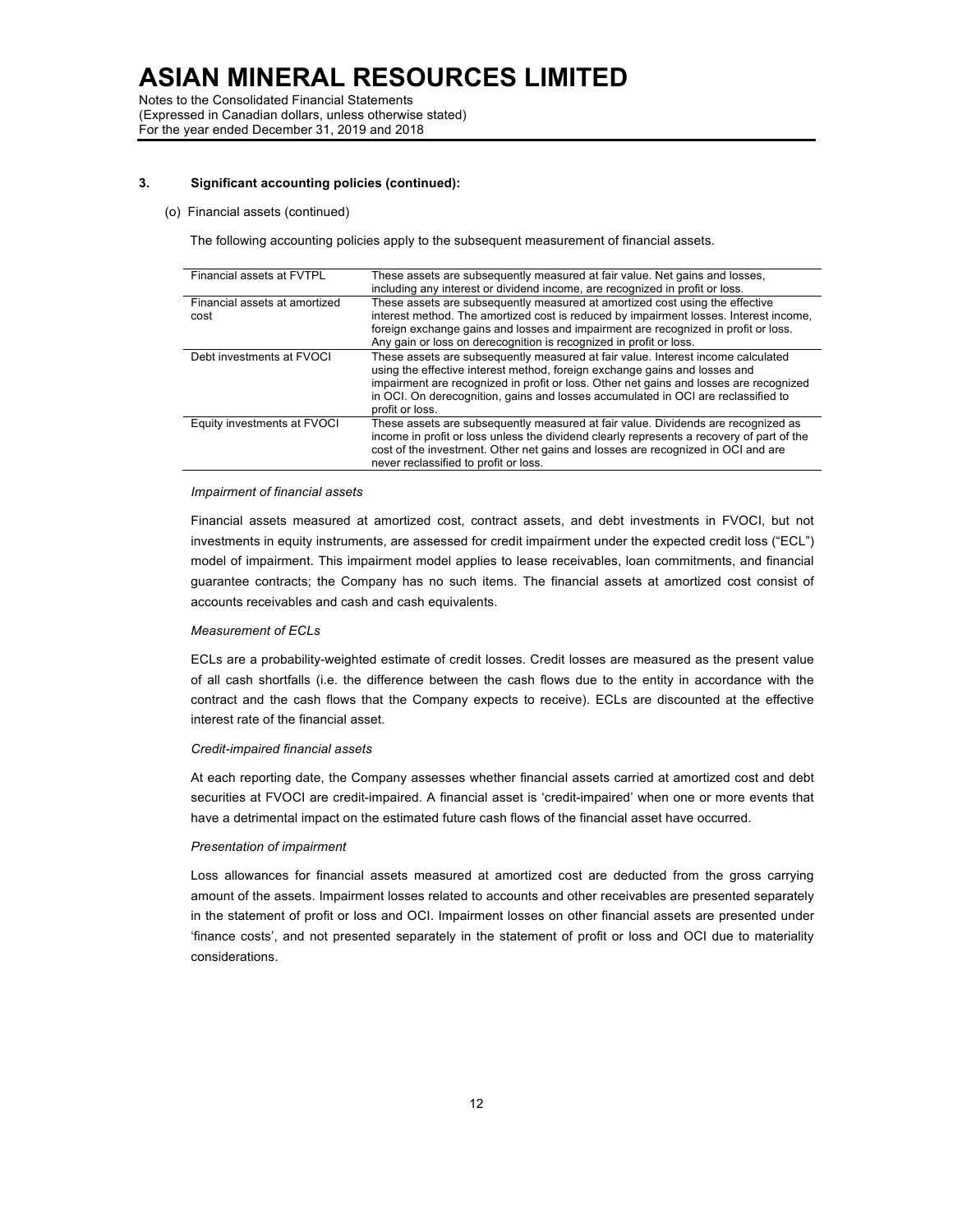### 3. Significant accounting policies (continued):

(o) Financial assets (continued)

The following accounting policies apply to the subsequent measurement of financial assets.

| | |
|---|---|
| Financial assets at FVTPL | These assets are subsequently measured at fair value. Net gains and losses, including any interest or dividend income, are recognized in profit or loss. |
| Financial assets at amortized cost | These assets are subsequently measured at amortized cost using the effective interest method. The amortized cost is reduced by impairment losses. Interest income, foreign exchange gains and losses and impairment are recognized in profit or loss. Any gain or loss on derecognition is recognized in profit or loss. |
| Debt investments at FVOCI | These assets are subsequently measured at fair value. Interest income calculated using the effective interest method, foreign exchange gains and losses and impairment are recognized in profit or loss. Other net gains and losses are recognized in OCI. On derecognition, gains and losses accumulated in OCI are reclassified to profit or loss. |
| Equity investments at FVOCI | These assets are subsequently measured at fair value. Dividends are recognized as income in profit or loss unless the dividend clearly represents a recovery of part of the cost of the investment. Other net gains and losses are recognized in OCI and are never reclassified to profit or loss. |

*Impairment of financial assets*

Financial assets measured at amortized cost, contract assets, and debt investments in FVOCI, but not investments in equity instruments, are assessed for credit impairment under the expected credit loss ("ECL") model of impairment. This impairment model applies to lease receivables, loan commitments, and financial guarantee contracts; the Company has no such items. The financial assets at amortized cost consist of accounts receivables and cash and cash equivalents.

*Measurement of ECLs*

ECLs are a probability-weighted estimate of credit losses. Credit losses are measured as the present value of all cash shortfalls (i.e. the difference between the cash flows due to the entity in accordance with the contract and the cash flows that the Company expects to receive). ECLs are discounted at the effective interest rate of the financial asset.

*Credit-impaired financial assets*

At each reporting date, the Company assesses whether financial assets carried at amortized cost and debt securities at FVOCI are credit-impaired. A financial asset is 'credit-impaired' when one or more events that have a detrimental impact on the estimated future cash flows of the financial asset have occurred.

*Presentation of impairment*

Loss allowances for financial assets measured at amortized cost are deducted from the gross carrying amount of the assets. Impairment losses related to accounts and other receivables are presented separately in the statement of profit or loss and OCI. Impairment losses on other financial assets are presented under 'finance costs', and not presented separately in the statement of profit or loss and OCI due to materiality considerations.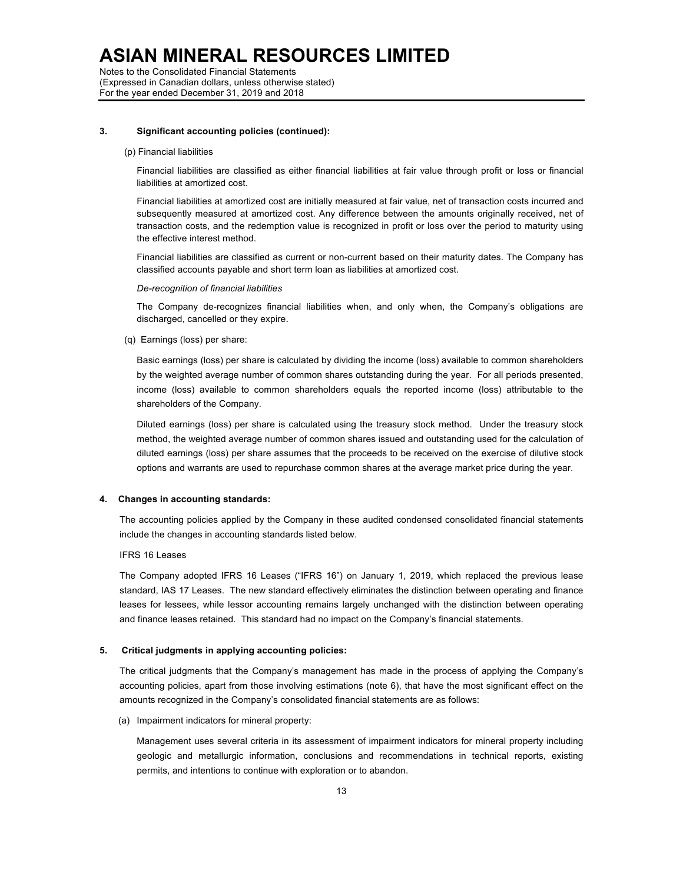### 3. Significant accounting policies (continued):

(p) Financial liabilities

Financial liabilities are classified as either financial liabilities at fair value through profit or loss or financial liabilities at amortized cost.

Financial liabilities at amortized cost are initially measured at fair value, net of transaction costs incurred and subsequently measured at amortized cost. Any difference between the amounts originally received, net of transaction costs, and the redemption value is recognized in profit or loss over the period to maturity using the effective interest method.

Financial liabilities are classified as current or non-current based on their maturity dates. The Company has classified accounts payable and short term loan as liabilities at amortized cost.

*De-recognition of financial liabilities*

The Company de-recognizes financial liabilities when, and only when, the Company's obligations are discharged, cancelled or they expire.

(q) Earnings (loss) per share:

Basic earnings (loss) per share is calculated by dividing the income (loss) available to common shareholders by the weighted average number of common shares outstanding during the year. For all periods presented, income (loss) available to common shareholders equals the reported income (loss) attributable to the shareholders of the Company.

Diluted earnings (loss) per share is calculated using the treasury stock method. Under the treasury stock method, the weighted average number of common shares issued and outstanding used for the calculation of diluted earnings (loss) per share assumes that the proceeds to be received on the exercise of dilutive stock options and warrants are used to repurchase common shares at the average market price during the year.

### 4. Changes in accounting standards:

The accounting policies applied by the Company in these audited condensed consolidated financial statements include the changes in accounting standards listed below.

IFRS 16 Leases

The Company adopted IFRS 16 Leases ("IFRS 16") on January 1, 2019, which replaced the previous lease standard, IAS 17 Leases. The new standard effectively eliminates the distinction between operating and finance leases for lessees, while lessor accounting remains largely unchanged with the distinction between operating and finance leases retained. This standard had no impact on the Company's financial statements.

### 5. Critical judgments in applying accounting policies:

The critical judgments that the Company's management has made in the process of applying the Company's accounting policies, apart from those involving estimations (note 6), that have the most significant effect on the amounts recognized in the Company's consolidated financial statements are as follows:

(a) Impairment indicators for mineral property:

Management uses several criteria in its assessment of impairment indicators for mineral property including geologic and metallurgic information, conclusions and recommendations in technical reports, existing permits, and intentions to continue with exploration or to abandon.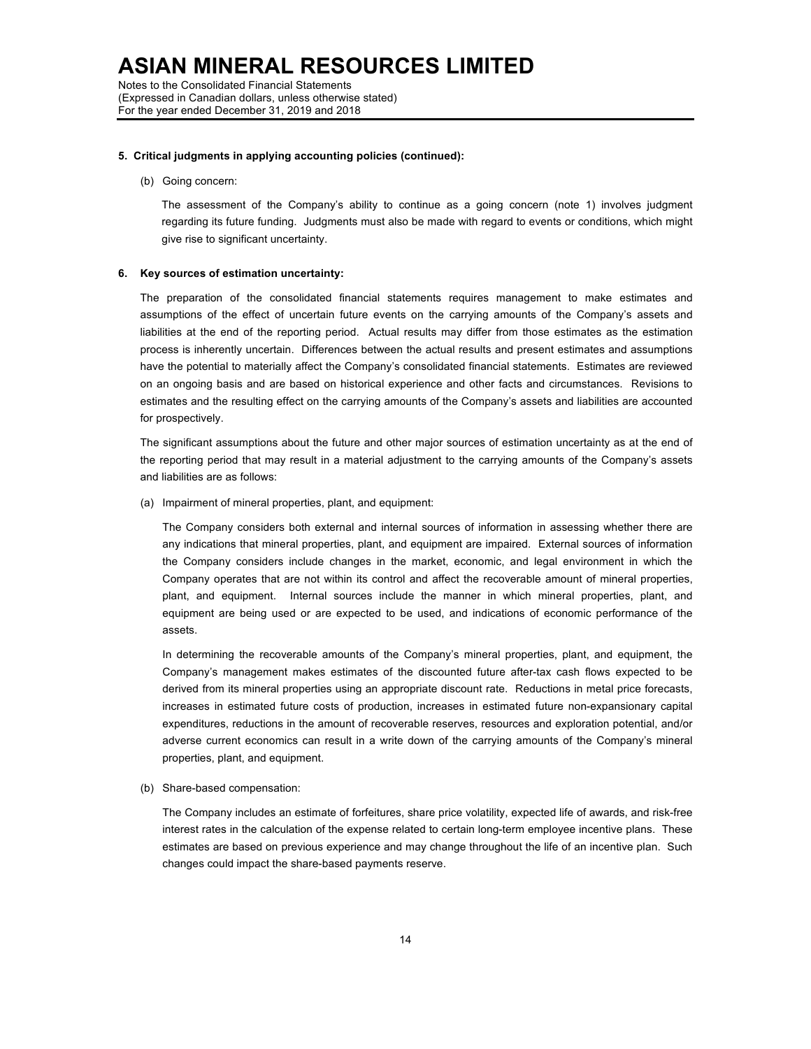**5. Critical judgments in applying accounting policies (continued):**

(b) Going concern:

The assessment of the Company's ability to continue as a going concern (note 1) involves judgment regarding its future funding. Judgments must also be made with regard to events or conditions, which might give rise to significant uncertainty.

**6. Key sources of estimation uncertainty:**

The preparation of the consolidated financial statements requires management to make estimates and assumptions of the effect of uncertain future events on the carrying amounts of the Company's assets and liabilities at the end of the reporting period. Actual results may differ from those estimates as the estimation process is inherently uncertain. Differences between the actual results and present estimates and assumptions have the potential to materially affect the Company's consolidated financial statements. Estimates are reviewed on an ongoing basis and are based on historical experience and other facts and circumstances. Revisions to estimates and the resulting effect on the carrying amounts of the Company's assets and liabilities are accounted for prospectively.

The significant assumptions about the future and other major sources of estimation uncertainty as at the end of the reporting period that may result in a material adjustment to the carrying amounts of the Company's assets and liabilities are as follows:

(a) Impairment of mineral properties, plant, and equipment:

The Company considers both external and internal sources of information in assessing whether there are any indications that mineral properties, plant, and equipment are impaired. External sources of information the Company considers include changes in the market, economic, and legal environment in which the Company operates that are not within its control and affect the recoverable amount of mineral properties, plant, and equipment. Internal sources include the manner in which mineral properties, plant, and equipment are being used or are expected to be used, and indications of economic performance of the assets.

In determining the recoverable amounts of the Company's mineral properties, plant, and equipment, the Company's management makes estimates of the discounted future after-tax cash flows expected to be derived from its mineral properties using an appropriate discount rate. Reductions in metal price forecasts, increases in estimated future costs of production, increases in estimated future non-expansionary capital expenditures, reductions in the amount of recoverable reserves, resources and exploration potential, and/or adverse current economics can result in a write down of the carrying amounts of the Company's mineral properties, plant, and equipment.

(b) Share-based compensation:

The Company includes an estimate of forfeitures, share price volatility, expected life of awards, and risk-free interest rates in the calculation of the expense related to certain long-term employee incentive plans. These estimates are based on previous experience and may change throughout the life of an incentive plan. Such changes could impact the share-based payments reserve.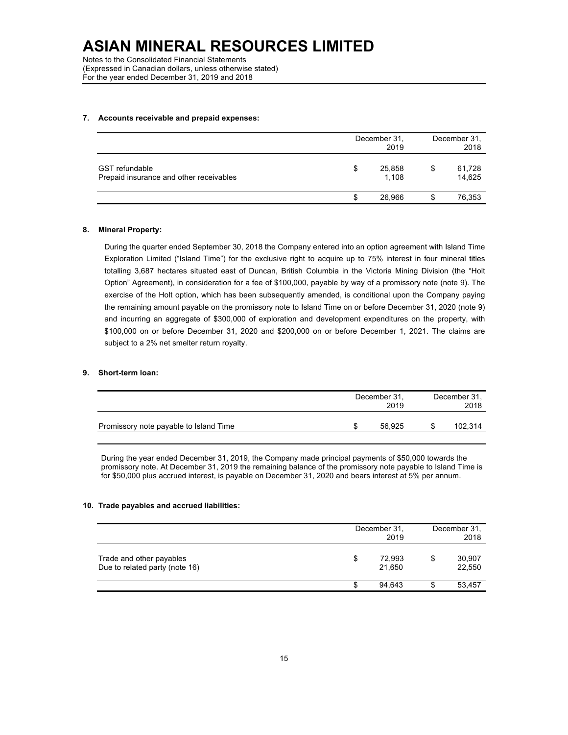# ASIAN MINERAL RESOURCES LIMITED

Notes to the Consolidated Financial Statements
(Expressed in Canadian dollars, unless otherwise stated)
For the year ended December 31, 2019 and 2018

**7. Accounts receivable and prepaid expenses:**

| | December 31, 2019 | December 31, 2018 |
|---|---|---|
| GST refundable | $ 25,858 | $ 61,728 |
| Prepaid insurance and other receivables | 1,108 | 14,625 |
| | $ 26,966 | $ 76,353 |

**8. Mineral Property:**

During the quarter ended September 30, 2018 the Company entered into an option agreement with Island Time Exploration Limited ("Island Time") for the exclusive right to acquire up to 75% interest in four mineral titles totalling 3,687 hectares situated east of Duncan, British Columbia in the Victoria Mining Division (the "Holt Option" Agreement), in consideration for a fee of $100,000, payable by way of a promissory note (note 9). The exercise of the Holt option, which has been subsequently amended, is conditional upon the Company paying the remaining amount payable on the promissory note to Island Time on or before December 31, 2020 (note 9) and incurring an aggregate of $300,000 of exploration and development expenditures on the property, with $100,000 on or before December 31, 2020 and $200,000 on or before December 1, 2021. The claims are subject to a 2% net smelter return royalty.

**9. Short-term loan:**

| | December 31, 2019 | December 31, 2018 |
|---|---|---|
| Promissory note payable to Island Time | $ 56,925 | $ 102,314 |

During the year ended December 31, 2019, the Company made principal payments of $50,000 towards the promissory note. At December 31, 2019 the remaining balance of the promissory note payable to Island Time is for $50,000 plus accrued interest, is payable on December 31, 2020 and bears interest at 5% per annum.

**10. Trade payables and accrued liabilities:**

| | December 31, 2019 | December 31, 2018 |
|---|---|---|
| Trade and other payables | $ 72,993 | $ 30,907 |
| Due to related party (note 16) | 21,650 | 22,550 |
| | $ 94,643 | $ 53,457 |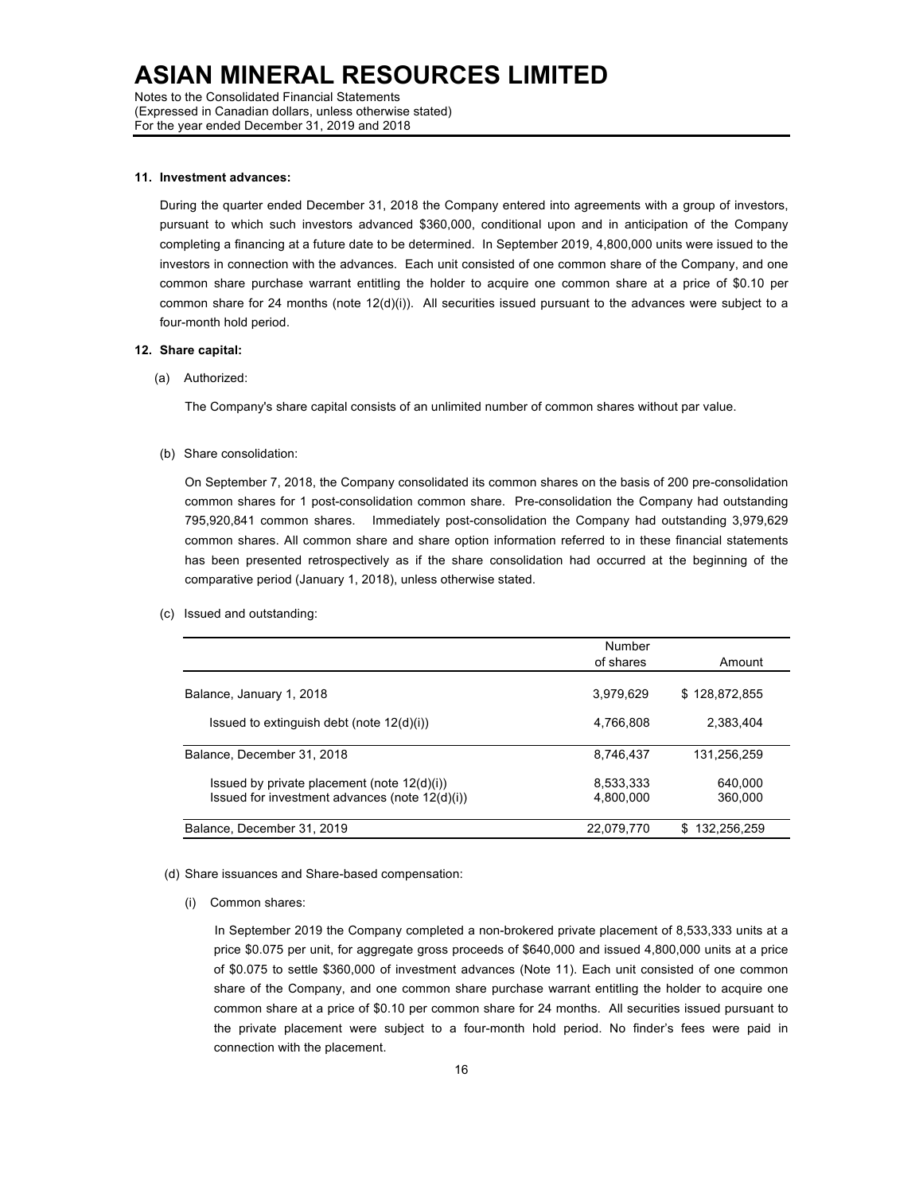**11. Investment advances:**

During the quarter ended December 31, 2018 the Company entered into agreements with a group of investors, pursuant to which such investors advanced $360,000, conditional upon and in anticipation of the Company completing a financing at a future date to be determined. In September 2019, 4,800,000 units were issued to the investors in connection with the advances. Each unit consisted of one common share of the Company, and one common share purchase warrant entitling the holder to acquire one common share at a price of $0.10 per common share for 24 months (note 12(d)(i)). All securities issued pursuant to the advances were subject to a four-month hold period.

**12. Share capital:**

(a) Authorized:

The Company's share capital consists of an unlimited number of common shares without par value.

(b) Share consolidation:

On September 7, 2018, the Company consolidated its common shares on the basis of 200 pre-consolidation common shares for 1 post-consolidation common share. Pre-consolidation the Company had outstanding 795,920,841 common shares. Immediately post-consolidation the Company had outstanding 3,979,629 common shares. All common share and share option information referred to in these financial statements has been presented retrospectively as if the share consolidation had occurred at the beginning of the comparative period (January 1, 2018), unless otherwise stated.

(c) Issued and outstanding:

| | Number of shares | Amount |
|---|---|---|
| Balance, January 1, 2018 | 3,979,629 | $ 128,872,855 |
| Issued to extinguish debt (note 12(d)(i)) | 4,766,808 | 2,383,404 |
| Balance, December 31, 2018 | 8,746,437 | 131,256,259 |
| Issued by private placement (note 12(d)(i)) | 8,533,333 | 640,000 |
| Issued for investment advances (note 12(d)(i)) | 4,800,000 | 360,000 |
| Balance, December 31, 2019 | 22,079,770 | $ 132,256,259 |

(d) Share issuances and Share-based compensation:

(i) Common shares:

In September 2019 the Company completed a non-brokered private placement of 8,533,333 units at a price $0.075 per unit, for aggregate gross proceeds of $640,000 and issued 4,800,000 units at a price of $0.075 to settle $360,000 of investment advances (Note 11). Each unit consisted of one common share of the Company, and one common share purchase warrant entitling the holder to acquire one common share at a price of $0.10 per common share for 24 months. All securities issued pursuant to the private placement were subject to a four-month hold period. No finder's fees were paid in connection with the placement.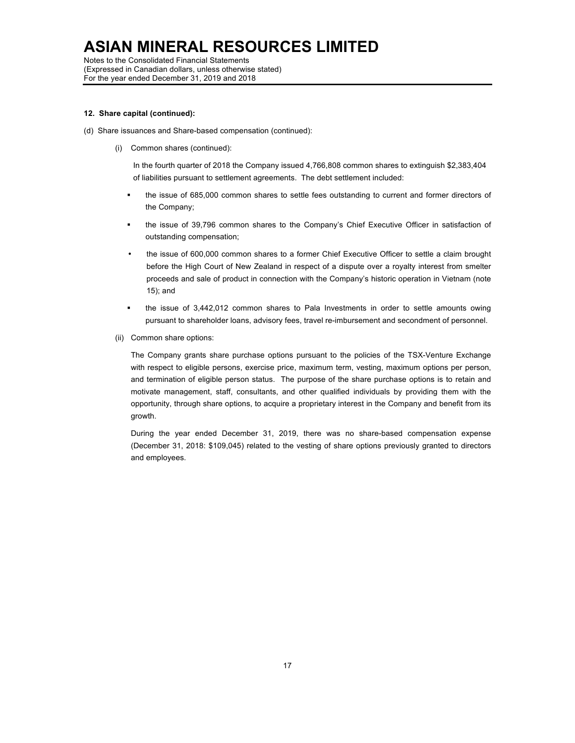**12. Share capital (continued):**

(d) Share issuances and Share-based compensation (continued):

(i) Common shares (continued):

In the fourth quarter of 2018 the Company issued 4,766,808 common shares to extinguish $2,383,404 of liabilities pursuant to settlement agreements. The debt settlement included:

- the issue of 685,000 common shares to settle fees outstanding to current and former directors of the Company;
- the issue of 39,796 common shares to the Company's Chief Executive Officer in satisfaction of outstanding compensation;
- the issue of 600,000 common shares to a former Chief Executive Officer to settle a claim brought before the High Court of New Zealand in respect of a dispute over a royalty interest from smelter proceeds and sale of product in connection with the Company's historic operation in Vietnam (note 15); and
- the issue of 3,442,012 common shares to Pala Investments in order to settle amounts owing pursuant to shareholder loans, advisory fees, travel re-imbursement and secondment of personnel.

(ii) Common share options:

The Company grants share purchase options pursuant to the policies of the TSX-Venture Exchange with respect to eligible persons, exercise price, maximum term, vesting, maximum options per person, and termination of eligible person status. The purpose of the share purchase options is to retain and motivate management, staff, consultants, and other qualified individuals by providing them with the opportunity, through share options, to acquire a proprietary interest in the Company and benefit from its growth.

During the year ended December 31, 2019, there was no share-based compensation expense (December 31, 2018: $109,045) related to the vesting of share options previously granted to directors and employees.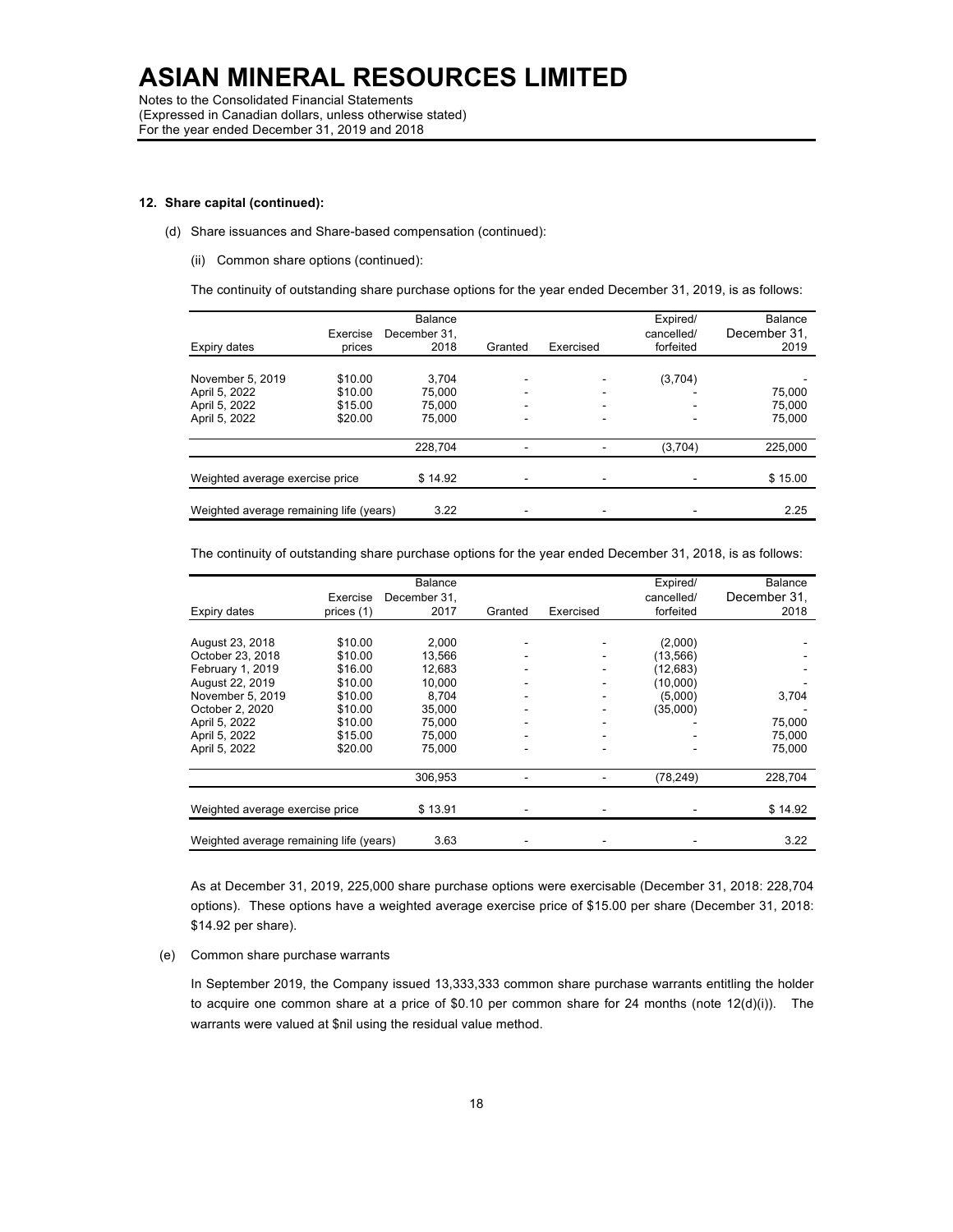**12. Share capital (continued):**

(d) Share issuances and Share-based compensation (continued):

(ii) Common share options (continued):

The continuity of outstanding share purchase options for the year ended December 31, 2019, is as follows:

| Expiry dates | Exercise prices | Balance December 31, 2018 | Granted | Exercised | Expired/ cancelled/ forfeited | Balance December 31, 2019 |
|---|---|---|---|---|---|---|
| November 5, 2019 | $10.00 | 3,704 | - | - | (3,704) | - |
| April 5, 2022 | $10.00 | 75,000 | - | - | - | 75,000 |
| April 5, 2022 | $15.00 | 75,000 | - | - | - | 75,000 |
| April 5, 2022 | $20.00 | 75,000 | - | - | - | 75,000 |
| | | 228,704 | - | - | (3,704) | 225,000 |
| Weighted average exercise price | | $ 14.92 | - | - | - | $ 15.00 |
| Weighted average remaining life (years) | | 3.22 | - | - | - | 2.25 |

The continuity of outstanding share purchase options for the year ended December 31, 2018, is as follows:

| Expiry dates | Exercise prices (1) | Balance December 31, 2017 | Granted | Exercised | Expired/ cancelled/ forfeited | Balance December 31, 2018 |
|---|---|---|---|---|---|---|
| August 23, 2018 | $10.00 | 2,000 | - | - | (2,000) | - |
| October 23, 2018 | $10.00 | 13,566 | - | - | (13,566) | - |
| February 1, 2019 | $16.00 | 12,683 | - | - | (12,683) | - |
| August 22, 2019 | $10.00 | 10,000 | - | - | (10,000) | - |
| November 5, 2019 | $10.00 | 8,704 | - | - | (5,000) | 3,704 |
| October 2, 2020 | $10.00 | 35,000 | - | - | (35,000) | - |
| April 5, 2022 | $10.00 | 75,000 | - | - | - | 75,000 |
| April 5, 2022 | $15.00 | 75,000 | - | - | - | 75,000 |
| April 5, 2022 | $20.00 | 75,000 | - | - | - | 75,000 |
| | | 306,953 | - | - | (78,249) | 228,704 |
| Weighted average exercise price | | $ 13.91 | - | - | - | $ 14.92 |
| Weighted average remaining life (years) | | 3.63 | - | - | - | 3.22 |

As at December 31, 2019, 225,000 share purchase options were exercisable (December 31, 2018: 228,704 options). These options have a weighted average exercise price of $15.00 per share (December 31, 2018: $14.92 per share).

(e) Common share purchase warrants

In September 2019, the Company issued 13,333,333 common share purchase warrants entitling the holder to acquire one common share at a price of $0.10 per common share for 24 months (note 12(d)(i)). The warrants were valued at $nil using the residual value method.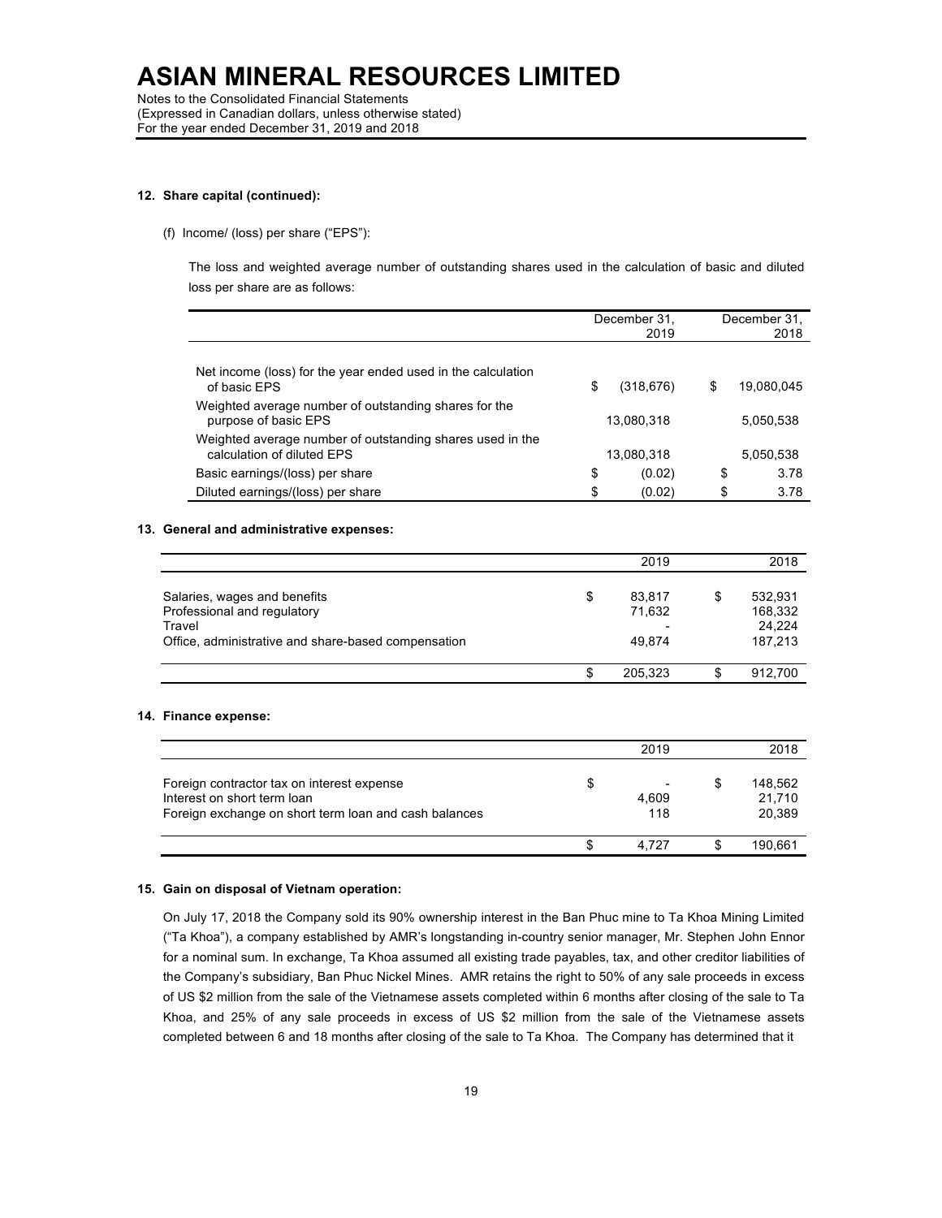#### 12. Share capital (continued):

(f) Income/ (loss) per share ("EPS"):

The loss and weighted average number of outstanding shares used in the calculation of basic and diluted loss per share are as follows:

| | December 31, 2019 | December 31, 2018 |
|---|---|---|
| Net income (loss) for the year ended used in the calculation of basic EPS | $ (318,676) | $ 19,080,045 |
| Weighted average number of outstanding shares for the purpose of basic EPS | 13,080,318 | 5,050,538 |
| Weighted average number of outstanding shares used in the calculation of diluted EPS | 13,080,318 | 5,050,538 |
| Basic earnings/(loss) per share | $ (0.02) | $ 3.78 |
| Diluted earnings/(loss) per share | $ (0.02) | $ 3.78 |

#### 13. General and administrative expenses:

| | 2019 | 2018 |
|---|---|---|
| Salaries, wages and benefits | $ 83,817 | $ 532,931 |
| Professional and regulatory | 71,632 | 168,332 |
| Travel | - | 24,224 |
| Office, administrative and share-based compensation | 49,874 | 187,213 |
| | $ 205,323 | $ 912,700 |

#### 14. Finance expense:

| | 2019 | 2018 |
|---|---|---|
| Foreign contractor tax on interest expense | $ - | $ 148,562 |
| Interest on short term loan | 4,609 | 21,710 |
| Foreign exchange on short term loan and cash balances | 118 | 20,389 |
| | $ 4,727 | $ 190,661 |

#### 15. Gain on disposal of Vietnam operation:

On July 17, 2018 the Company sold its 90% ownership interest in the Ban Phuc mine to Ta Khoa Mining Limited ("Ta Khoa"), a company established by AMR's longstanding in-country senior manager, Mr. Stephen John Ennor for a nominal sum. In exchange, Ta Khoa assumed all existing trade payables, tax, and other creditor liabilities of the Company's subsidiary, Ban Phuc Nickel Mines. AMR retains the right to 50% of any sale proceeds in excess of US $2 million from the sale of the Vietnamese assets completed within 6 months after closing of the sale to Ta Khoa, and 25% of any sale proceeds in excess of US $2 million from the sale of the Vietnamese assets completed between 6 and 18 months after closing of the sale to Ta Khoa. The Company has determined that it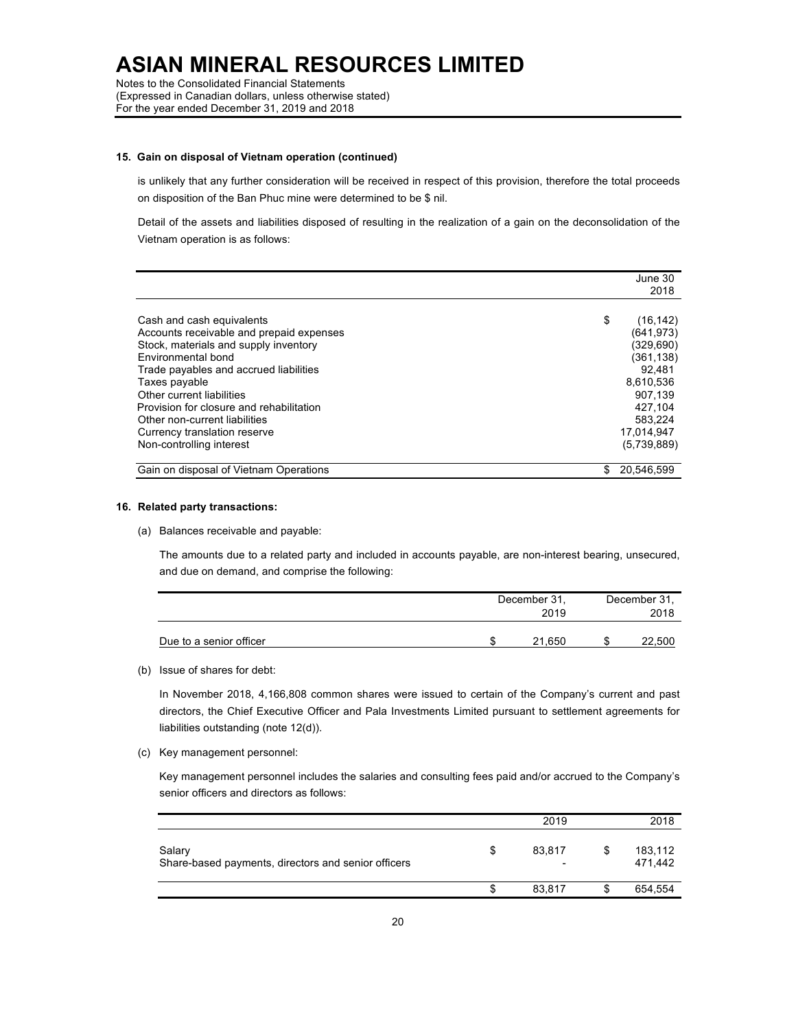#### 15. Gain on disposal of Vietnam operation (continued)

is unlikely that any further consideration will be received in respect of this provision, therefore the total proceeds on disposition of the Ban Phuc mine were determined to be $ nil.

Detail of the assets and liabilities disposed of resulting in the realization of a gain on the deconsolidation of the Vietnam operation is as follows:

| | June 30 2018 |
|---|---|
| Cash and cash equivalents | $ (16,142) |
| Accounts receivable and prepaid expenses | (641,973) |
| Stock, materials and supply inventory | (329,690) |
| Environmental bond | (361,138) |
| Trade payables and accrued liabilities | 92,481 |
| Taxes payable | 8,610,536 |
| Other current liabilities | 907,139 |
| Provision for closure and rehabilitation | 427,104 |
| Other non-current liabilities | 583,224 |
| Currency translation reserve | 17,014,947 |
| Non-controlling interest | (5,739,889) |
| Gain on disposal of Vietnam Operations | $ 20,546,599 |

#### 16. Related party transactions:

(a) Balances receivable and payable:

The amounts due to a related party and included in accounts payable, are non-interest bearing, unsecured, and due on demand, and comprise the following:

| | December 31, 2019 | December 31, 2018 |
|---|---|---|
| Due to a senior officer | $ 21,650 | $ 22,500 |

(b) Issue of shares for debt:

In November 2018, 4,166,808 common shares were issued to certain of the Company's current and past directors, the Chief Executive Officer and Pala Investments Limited pursuant to settlement agreements for liabilities outstanding (note 12(d)).

(c) Key management personnel:

Key management personnel includes the salaries and consulting fees paid and/or accrued to the Company's senior officers and directors as follows:

| | 2019 | 2018 |
|---|---|---|
| Salary | $ 83,817 | $ 183,112 |
| Share-based payments, directors and senior officers | - | 471,442 |
| | $ 83,817 | $ 654,554 |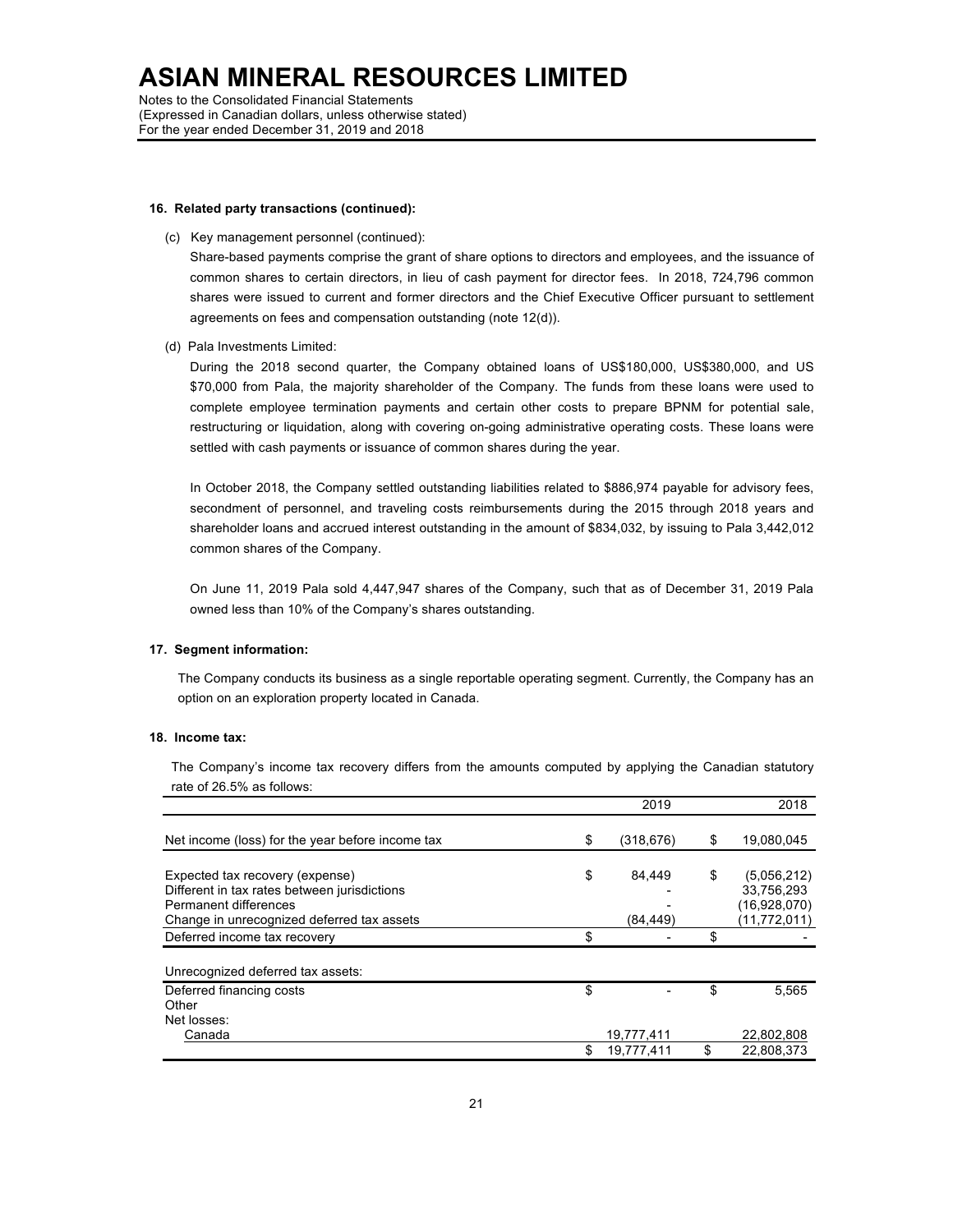### 16. Related party transactions (continued):

(c) Key management personnel (continued):

Share-based payments comprise the grant of share options to directors and employees, and the issuance of common shares to certain directors, in lieu of cash payment for director fees. In 2018, 724,796 common shares were issued to current and former directors and the Chief Executive Officer pursuant to settlement agreements on fees and compensation outstanding (note 12(d)).

(d) Pala Investments Limited:

During the 2018 second quarter, the Company obtained loans of US$180,000, US$380,000, and US $70,000 from Pala, the majority shareholder of the Company. The funds from these loans were used to complete employee termination payments and certain other costs to prepare BPNM for potential sale, restructuring or liquidation, along with covering on-going administrative operating costs. These loans were settled with cash payments or issuance of common shares during the year.

In October 2018, the Company settled outstanding liabilities related to $886,974 payable for advisory fees, secondment of personnel, and traveling costs reimbursements during the 2015 through 2018 years and shareholder loans and accrued interest outstanding in the amount of $834,032, by issuing to Pala 3,442,012 common shares of the Company.

On June 11, 2019 Pala sold 4,447,947 shares of the Company, such that as of December 31, 2019 Pala owned less than 10% of the Company's shares outstanding.

### 17. Segment information:

The Company conducts its business as a single reportable operating segment. Currently, the Company has an option on an exploration property located in Canada.

### 18. Income tax:

The Company's income tax recovery differs from the amounts computed by applying the Canadian statutory rate of 26.5% as follows:

| | 2019 | 2018 |
|---|---|---|
| Net income (loss) for the year before income tax | $ (318,676) | $ 19,080,045 |
| Expected tax recovery (expense) | $ 84,449 | $ (5,056,212) |
| Different in tax rates between jurisdictions | - | 33,756,293 |
| Permanent differences | - | (16,928,070) |
| Change in unrecognized deferred tax assets | (84,449) | (11,772,011) |
| Deferred income tax recovery | $ - | $ - |
| Unrecognized deferred tax assets: | | |
| Deferred financing costs | $ - | $ 5,565 |
| Other | | |
| Net losses: | | |
| Canada | 19,777,411 | 22,802,808 |
| | $ 19,777,411 | $ 22,808,373 |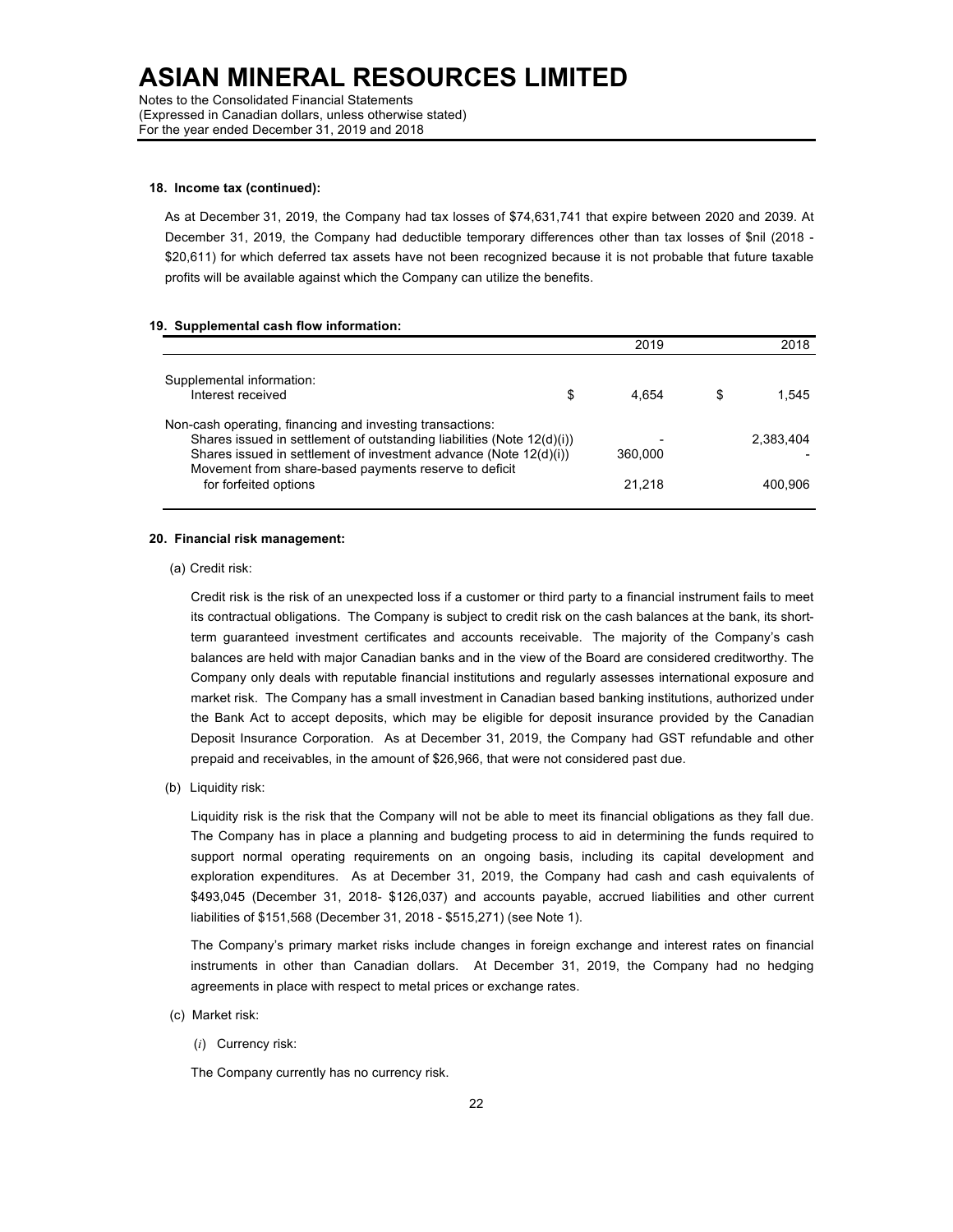#### 18. Income tax (continued):

As at December 31, 2019, the Company had tax losses of $74,631,741 that expire between 2020 and 2039. At December 31, 2019, the Company had deductible temporary differences other than tax losses of $nil (2018 - $20,611) for which deferred tax assets have not been recognized because it is not probable that future taxable profits will be available against which the Company can utilize the benefits.

#### 19. Supplemental cash flow information:

| | 2019 | 2018 |
|---|---|---|
| Supplemental information: | | |
| Interest received | $ 4,654 | $ 1,545 |
| Non-cash operating, financing and investing transactions: | | |
| Shares issued in settlement of outstanding liabilities (Note 12(d)(i)) | - | 2,383,404 |
| Shares issued in settlement of investment advance (Note 12(d)(i)) | 360,000 | - |
| Movement from share-based payments reserve to deficit for forfeited options | 21,218 | 400,906 |

#### 20. Financial risk management:

(a) Credit risk:

Credit risk is the risk of an unexpected loss if a customer or third party to a financial instrument fails to meet its contractual obligations. The Company is subject to credit risk on the cash balances at the bank, its short-term guaranteed investment certificates and accounts receivable. The majority of the Company's cash balances are held with major Canadian banks and in the view of the Board are considered creditworthy. The Company only deals with reputable financial institutions and regularly assesses international exposure and market risk. The Company has a small investment in Canadian based banking institutions, authorized under the Bank Act to accept deposits, which may be eligible for deposit insurance provided by the Canadian Deposit Insurance Corporation. As at December 31, 2019, the Company had GST refundable and other prepaid and receivables, in the amount of $26,966, that were not considered past due.

(b) Liquidity risk:

Liquidity risk is the risk that the Company will not be able to meet its financial obligations as they fall due. The Company has in place a planning and budgeting process to aid in determining the funds required to support normal operating requirements on an ongoing basis, including its capital development and exploration expenditures. As at December 31, 2019, the Company had cash and cash equivalents of $493,045 (December 31, 2018- $126,037) and accounts payable, accrued liabilities and other current liabilities of $151,568 (December 31, 2018 - $515,271) (see Note 1).

The Company's primary market risks include changes in foreign exchange and interest rates on financial instruments in other than Canadian dollars. At December 31, 2019, the Company had no hedging agreements in place with respect to metal prices or exchange rates.

(c) Market risk:

(*i*) Currency risk:

The Company currently has no currency risk.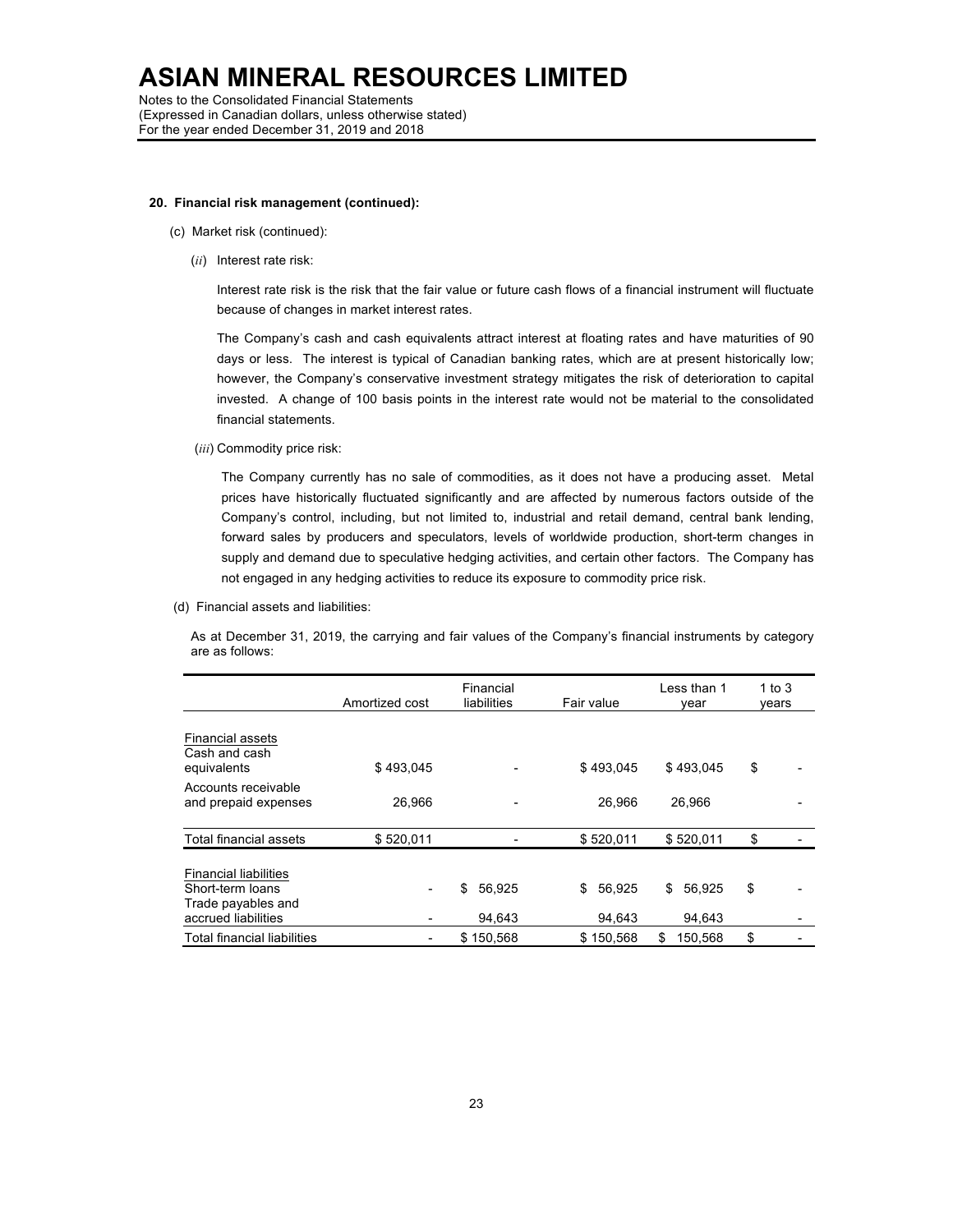# ASIAN MINERAL RESOURCES LIMITED

Notes to the Consolidated Financial Statements
(Expressed in Canadian dollars, unless otherwise stated)
For the year ended December 31, 2019 and 2018

**20. Financial risk management (continued):**

(c) Market risk (continued):

(*ii*) Interest rate risk:

Interest rate risk is the risk that the fair value or future cash flows of a financial instrument will fluctuate because of changes in market interest rates.

The Company's cash and cash equivalents attract interest at floating rates and have maturities of 90 days or less. The interest is typical of Canadian banking rates, which are at present historically low; however, the Company's conservative investment strategy mitigates the risk of deterioration to capital invested. A change of 100 basis points in the interest rate would not be material to the consolidated financial statements.

(*iii*) Commodity price risk:

The Company currently has no sale of commodities, as it does not have a producing asset. Metal prices have historically fluctuated significantly and are affected by numerous factors outside of the Company's control, including, but not limited to, industrial and retail demand, central bank lending, forward sales by producers and speculators, levels of worldwide production, short-term changes in supply and demand due to speculative hedging activities, and certain other factors. The Company has not engaged in any hedging activities to reduce its exposure to commodity price risk.

(d) Financial assets and liabilities:

As at December 31, 2019, the carrying and fair values of the Company's financial instruments by category are as follows:

| | Amortized cost | Financial liabilities | Fair value | Less than 1 year | 1 to 3 years |
|---|---|---|---|---|---|
| Financial assets | | | | | |
| Cash and cash equivalents | $ 493,045 | - | $ 493,045 | $ 493,045 | $ - |
| Accounts receivable and prepaid expenses | 26,966 | - | 26,966 | 26,966 | - |
| Total financial assets | $ 520,011 | - | $ 520,011 | $ 520,011 | $ - |
| Financial liabilities | | | | | |
| Short-term loans | - | $ 56,925 | $ 56,925 | $ 56,925 | $ - |
| Trade payables and accrued liabilities | - | 94,643 | 94,643 | 94,643 | - |
| Total financial liabilities | - | $ 150,568 | $ 150,568 | $ 150,568 | $ - |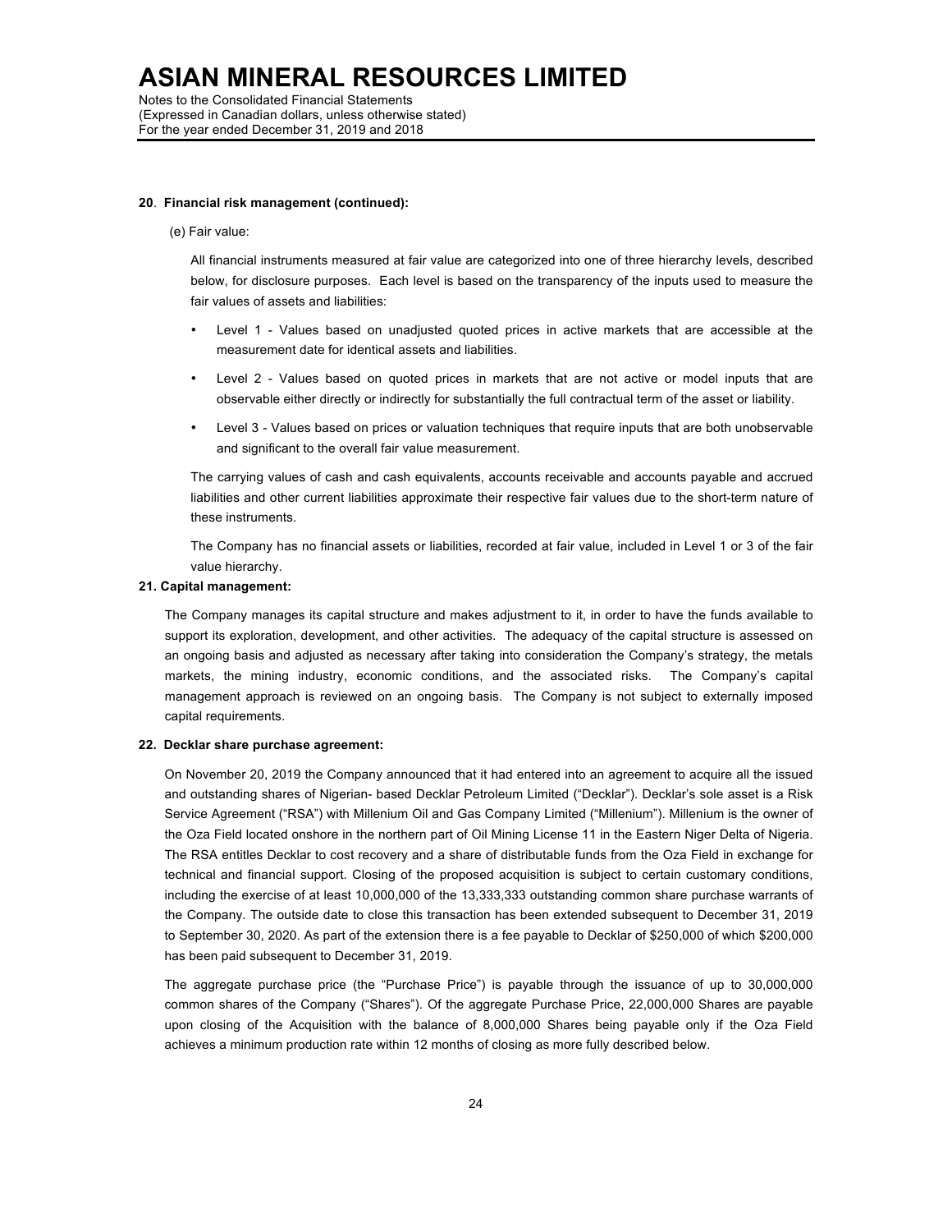**20**. **Financial risk management (continued):**

(e) Fair value:

All financial instruments measured at fair value are categorized into one of three hierarchy levels, described below, for disclosure purposes. Each level is based on the transparency of the inputs used to measure the fair values of assets and liabilities:

- Level 1 - Values based on unadjusted quoted prices in active markets that are accessible at the measurement date for identical assets and liabilities.
- Level 2 - Values based on quoted prices in markets that are not active or model inputs that are observable either directly or indirectly for substantially the full contractual term of the asset or liability.
- Level 3 - Values based on prices or valuation techniques that require inputs that are both unobservable and significant to the overall fair value measurement.

The carrying values of cash and cash equivalents, accounts receivable and accounts payable and accrued liabilities and other current liabilities approximate their respective fair values due to the short-term nature of these instruments.

The Company has no financial assets or liabilities, recorded at fair value, included in Level 1 or 3 of the fair value hierarchy.

**21. Capital management:**

The Company manages its capital structure and makes adjustment to it, in order to have the funds available to support its exploration, development, and other activities. The adequacy of the capital structure is assessed on an ongoing basis and adjusted as necessary after taking into consideration the Company's strategy, the metals markets, the mining industry, economic conditions, and the associated risks. The Company's capital management approach is reviewed on an ongoing basis. The Company is not subject to externally imposed capital requirements.

**22. Decklar share purchase agreement:**

On November 20, 2019 the Company announced that it had entered into an agreement to acquire all the issued and outstanding shares of Nigerian- based Decklar Petroleum Limited ("Decklar"). Decklar's sole asset is a Risk Service Agreement ("RSA") with Millenium Oil and Gas Company Limited ("Millenium"). Millenium is the owner of the Oza Field located onshore in the northern part of Oil Mining License 11 in the Eastern Niger Delta of Nigeria. The RSA entitles Decklar to cost recovery and a share of distributable funds from the Oza Field in exchange for technical and financial support. Closing of the proposed acquisition is subject to certain customary conditions, including the exercise of at least 10,000,000 of the 13,333,333 outstanding common share purchase warrants of the Company. The outside date to close this transaction has been extended subsequent to December 31, 2019 to September 30, 2020. As part of the extension there is a fee payable to Decklar of $250,000 of which $200,000 has been paid subsequent to December 31, 2019.

The aggregate purchase price (the "Purchase Price") is payable through the issuance of up to 30,000,000 common shares of the Company ("Shares"). Of the aggregate Purchase Price, 22,000,000 Shares are payable upon closing of the Acquisition with the balance of 8,000,000 Shares being payable only if the Oza Field achieves a minimum production rate within 12 months of closing as more fully described below.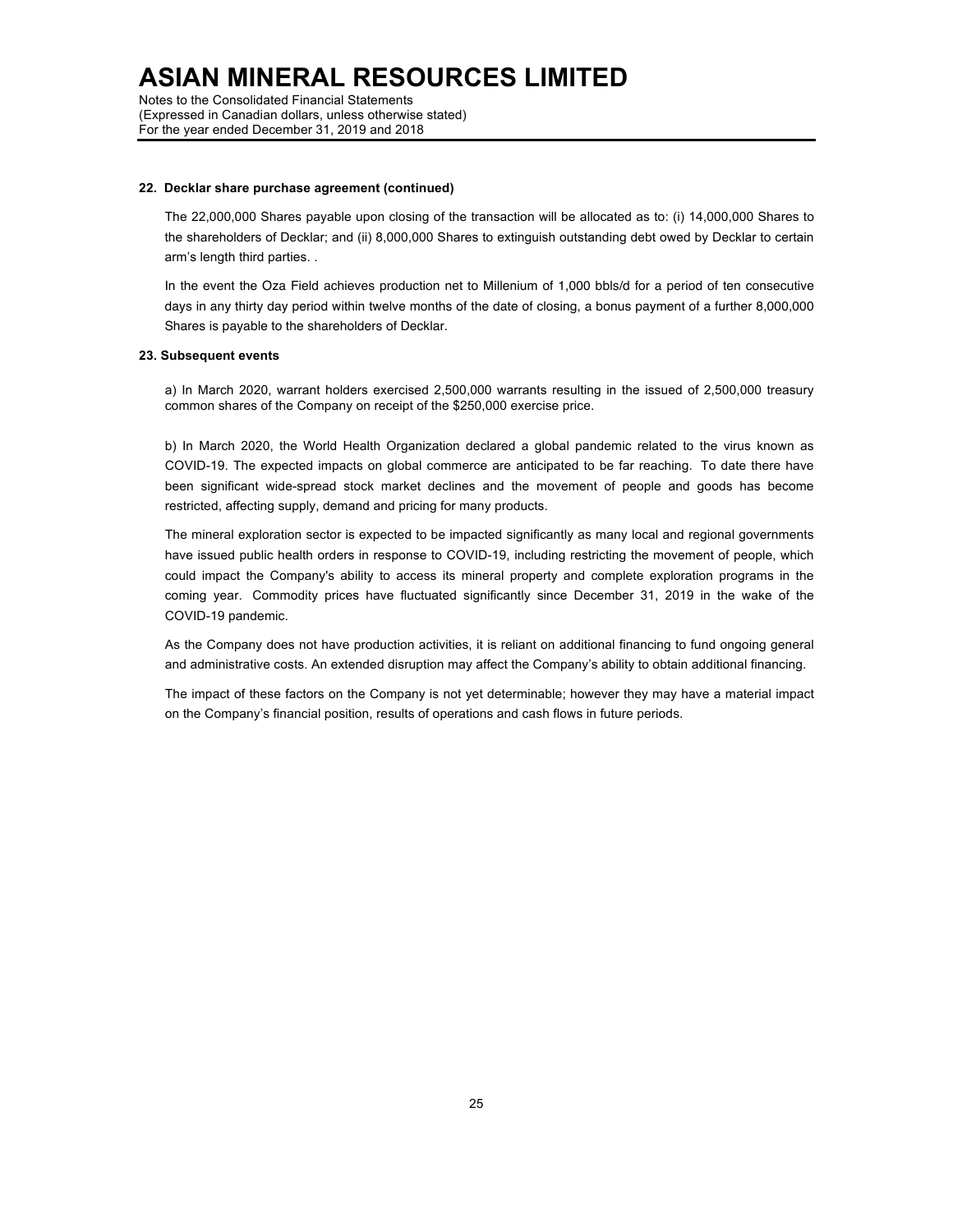#### 22. Decklar share purchase agreement (continued)

The 22,000,000 Shares payable upon closing of the transaction will be allocated as to: (i) 14,000,000 Shares to the shareholders of Decklar; and (ii) 8,000,000 Shares to extinguish outstanding debt owed by Decklar to certain arm's length third parties. .

In the event the Oza Field achieves production net to Millenium of 1,000 bbls/d for a period of ten consecutive days in any thirty day period within twelve months of the date of closing, a bonus payment of a further 8,000,000 Shares is payable to the shareholders of Decklar.

#### 23. Subsequent events

a) In March 2020, warrant holders exercised 2,500,000 warrants resulting in the issued of 2,500,000 treasury common shares of the Company on receipt of the $250,000 exercise price.

b) In March 2020, the World Health Organization declared a global pandemic related to the virus known as COVID-19. The expected impacts on global commerce are anticipated to be far reaching. To date there have been significant wide-spread stock market declines and the movement of people and goods has become restricted, affecting supply, demand and pricing for many products.

The mineral exploration sector is expected to be impacted significantly as many local and regional governments have issued public health orders in response to COVID-19, including restricting the movement of people, which could impact the Company's ability to access its mineral property and complete exploration programs in the coming year. Commodity prices have fluctuated significantly since December 31, 2019 in the wake of the COVID-19 pandemic.

As the Company does not have production activities, it is reliant on additional financing to fund ongoing general and administrative costs. An extended disruption may affect the Company's ability to obtain additional financing.

The impact of these factors on the Company is not yet determinable; however they may have a material impact on the Company's financial position, results of operations and cash flows in future periods.